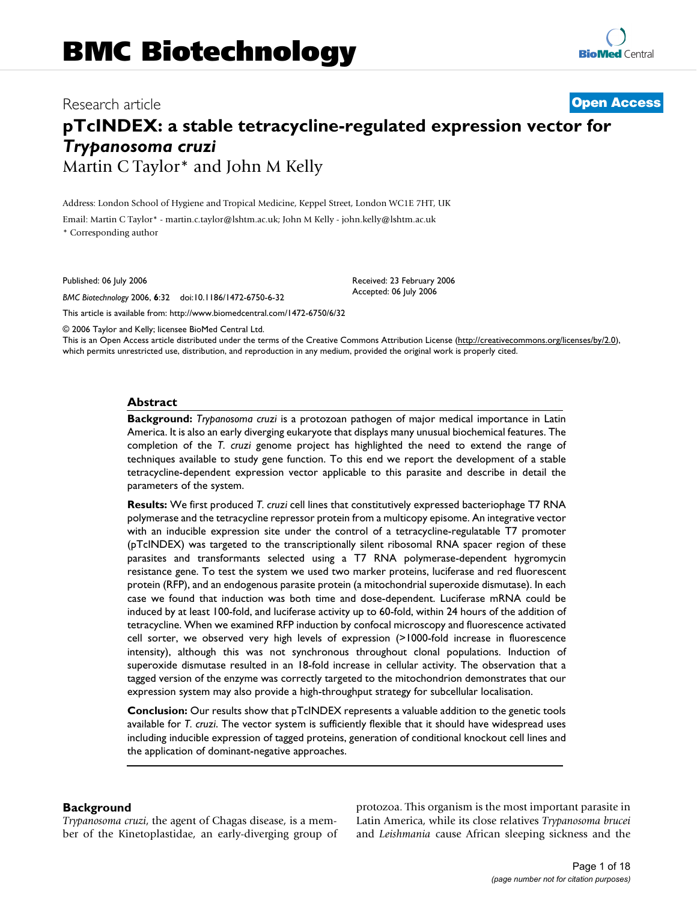# BMC Biotechnology

Research article

**Open Access**

# pTcINDEX: a stable tetracycline-regulated expression vector for *Trypanosoma cruzi*

Martin C Taylor* and John M Kelly

Address: London School of Hygiene and Tropical Medicine, Keppel Street, London WC1E 7HT, UK

Email: Martin C Taylor* - martin.c.taylor@lshtm.ac.uk; John M Kelly - john.kelly@lshtm.ac.uk

* Corresponding author

Published: 06 July 2006

*BMC Biotechnology* 2006, **6**:32 doi:10.1186/1472-6750-6-32

Received: 23 February 2006
Accepted: 06 July 2006

This article is available from: http://www.biomedcentral.com/1472-6750/6/32

© 2006 Taylor and Kelly; licensee BioMed Central Ltd.
This is an Open Access article distributed under the terms of the Creative Commons Attribution License (http://creativecommons.org/licenses/by/2.0), which permits unrestricted use, distribution, and reproduction in any medium, provided the original work is properly cited.

## Abstract

**Background:** *Trypanosoma cruzi* is a protozoan pathogen of major medical importance in Latin America. It is also an early diverging eukaryote that displays many unusual biochemical features. The completion of the *T. cruzi* genome project has highlighted the need to extend the range of techniques available to study gene function. To this end we report the development of a stable tetracycline-dependent expression vector applicable to this parasite and describe in detail the parameters of the system.

**Results:** We first produced *T. cruzi* cell lines that constitutively expressed bacteriophage T7 RNA polymerase and the tetracycline repressor protein from a multicopy episome. An integrative vector with an inducible expression site under the control of a tetracycline-regulatable T7 promoter (pTcINDEX) was targeted to the transcriptionally silent ribosomal RNA spacer region of these parasites and transformants selected using a T7 RNA polymerase-dependent hygromycin resistance gene. To test the system we used two marker proteins, luciferase and red fluorescent protein (RFP), and an endogenous parasite protein (a mitochondrial superoxide dismutase). In each case we found that induction was both time and dose-dependent. Luciferase mRNA could be induced by at least 100-fold, and luciferase activity up to 60-fold, within 24 hours of the addition of tetracycline. When we examined RFP induction by confocal microscopy and fluorescence activated cell sorter, we observed very high levels of expression (>1000-fold increase in fluorescence intensity), although this was not synchronous throughout clonal populations. Induction of superoxide dismutase resulted in an 18-fold increase in cellular activity. The observation that a tagged version of the enzyme was correctly targeted to the mitochondrion demonstrates that our expression system may also provide a high-throughput strategy for subcellular localisation.

**Conclusion:** Our results show that pTcINDEX represents a valuable addition to the genetic tools available for *T. cruzi*. The vector system is sufficiently flexible that it should have widespread uses including inducible expression of tagged proteins, generation of conditional knockout cell lines and the application of dominant-negative approaches.

## Background

*Trypanosoma cruzi*, the agent of Chagas disease, is a member of the Kinetoplastidae, an early-diverging group of protozoa. This organism is the most important parasite in Latin America, while its close relatives *Trypanosoma brucei* and *Leishmania* cause African sleeping sickness and the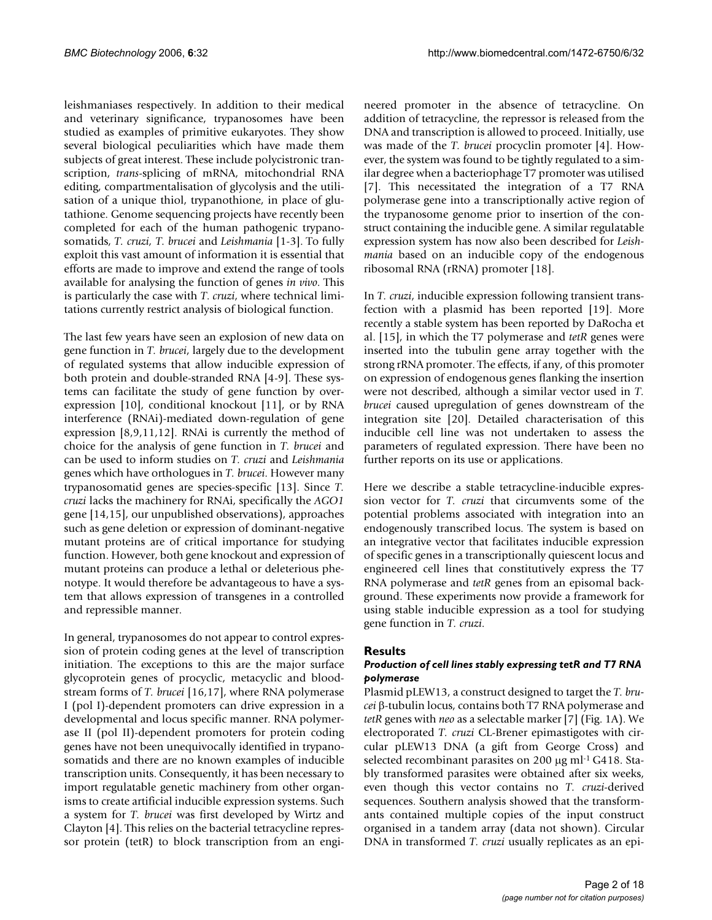leishmaniases respectively. In addition to their medical and veterinary significance, trypanosomes have been studied as examples of primitive eukaryotes. They show several biological peculiarities which have made them subjects of great interest. These include polycistronic transcription, *trans*-splicing of mRNA, mitochondrial RNA editing, compartmentalisation of glycolysis and the utilisation of a unique thiol, trypanothione, in place of glutathione. Genome sequencing projects have recently been completed for each of the human pathogenic trypanosomatids, *T. cruzi*, *T. brucei* and *Leishmania* [1-3]. To fully exploit this vast amount of information it is essential that efforts are made to improve and extend the range of tools available for analysing the function of genes *in vivo*. This is particularly the case with *T. cruzi*, where technical limitations currently restrict analysis of biological function.

The last few years have seen an explosion of new data on gene function in *T. brucei*, largely due to the development of regulated systems that allow inducible expression of both protein and double-stranded RNA [4-9]. These systems can facilitate the study of gene function by overexpression [10], conditional knockout [11], or by RNA interference (RNAi)-mediated down-regulation of gene expression [8,9,11,12]. RNAi is currently the method of choice for the analysis of gene function in *T. brucei* and can be used to inform studies on *T. cruzi* and *Leishmania* genes which have orthologues in *T. brucei*. However many trypanosomatid genes are species-specific [13]. Since *T. cruzi* lacks the machinery for RNAi, specifically the *AGO1* gene [14,15], our unpublished observations), approaches such as gene deletion or expression of dominant-negative mutant proteins are of critical importance for studying function. However, both gene knockout and expression of mutant proteins can produce a lethal or deleterious phenotype. It would therefore be advantageous to have a system that allows expression of transgenes in a controlled and repressible manner.

In general, trypanosomes do not appear to control expression of protein coding genes at the level of transcription initiation. The exceptions to this are the major surface glycoprotein genes of procyclic, metacyclic and bloodstream forms of *T. brucei* [16,17], where RNA polymerase I (pol I)-dependent promoters can drive expression in a developmental and locus specific manner. RNA polymerase II (pol II)-dependent promoters for protein coding genes have not been unequivocally identified in trypanosomatids and there are no known examples of inducible transcription units. Consequently, it has been necessary to import regulatable genetic machinery from other organisms to create artificial inducible expression systems. Such a system for *T. brucei* was first developed by Wirtz and Clayton [4]. This relies on the bacterial tetracycline repressor protein (tetR) to block transcription from an engineered promoter in the absence of tetracycline. On addition of tetracycline, the repressor is released from the DNA and transcription is allowed to proceed. Initially, use was made of the *T. brucei* procyclin promoter [4]. However, the system was found to be tightly regulated to a similar degree when a bacteriophage T7 promoter was utilised [7]. This necessitated the integration of a T7 RNA polymerase gene into a transcriptionally active region of the trypanosome genome prior to insertion of the construct containing the inducible gene. A similar regulatable expression system has now also been described for *Leishmania* based on an inducible copy of the endogenous ribosomal RNA (rRNA) promoter [18].

In *T. cruzi*, inducible expression following transient transfection with a plasmid has been reported [19]. More recently a stable system has been reported by DaRocha et al. [15], in which the T7 polymerase and *tetR* genes were inserted into the tubulin gene array together with the strong rRNA promoter. The effects, if any, of this promoter on expression of endogenous genes flanking the insertion were not described, although a similar vector used in *T. brucei* caused upregulation of genes downstream of the integration site [20]. Detailed characterisation of this inducible cell line was not undertaken to assess the parameters of regulated expression. There have been no further reports on its use or applications.

Here we describe a stable tetracycline-inducible expression vector for *T. cruzi* that circumvents some of the potential problems associated with integration into an endogenously transcribed locus. The system is based on an integrative vector that facilitates inducible expression of specific genes in a transcriptionally quiescent locus and engineered cell lines that constitutively express the T7 RNA polymerase and *tetR* genes from an episomal background. These experiments now provide a framework for using stable inducible expression as a tool for studying gene function in *T. cruzi*.

## Results

### *Production of cell lines stably expressing tetR and T7 RNA polymerase*

Plasmid pLEW13, a construct designed to target the *T. brucei* β-tubulin locus, contains both T7 RNA polymerase and *tetR* genes with *neo* as a selectable marker [7] (Fig. 1A). We electroporated *T. cruzi* CL-Brener epimastigotes with circular pLEW13 DNA (a gift from George Cross) and selected recombinant parasites on 200 μg ml$^{-1}$ G418. Stably transformed parasites were obtained after six weeks, even though this vector contains no *T. cruzi*-derived sequences. Southern analysis showed that the transformants contained multiple copies of the input construct organised in a tandem array (data not shown). Circular DNA in transformed *T. cruzi* usually replicates as an epi-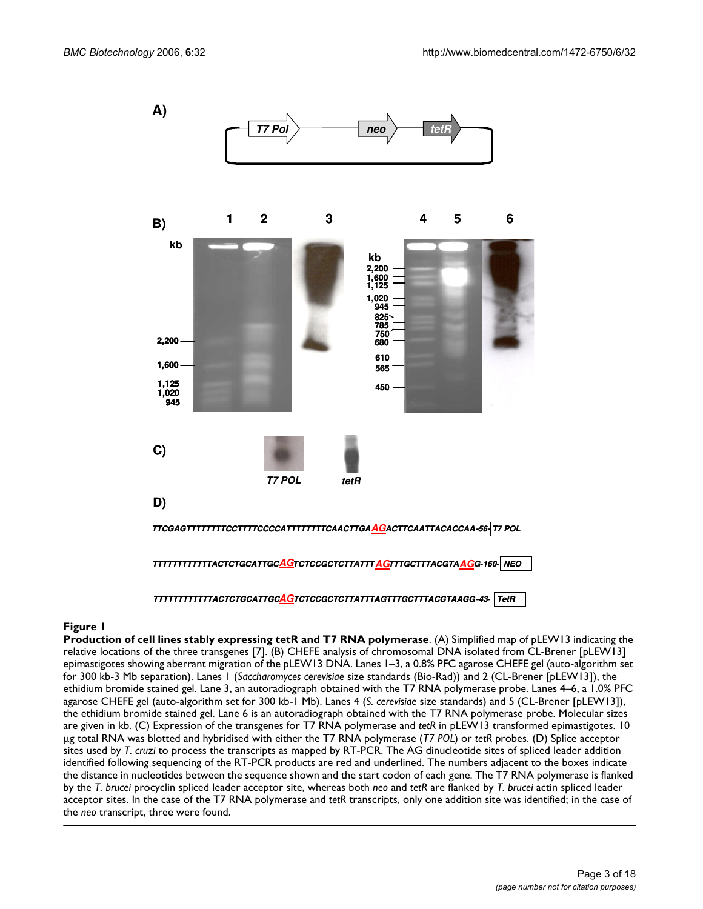**Figure 1**

**Production of cell lines stably expressing tetR and T7 RNA polymerase**. (A) Simplified map of pLEW13 indicating the relative locations of the three transgenes [7]. (B) CHEFE analysis of chromosomal DNA isolated from CL-Brener [pLEW13] epimastigotes showing aberrant migration of the pLEW13 DNA. Lanes 1–3, a 0.8% PFC agarose CHEFE gel (auto-algorithm set for 300 kb-3 Mb separation). Lanes 1 (*Saccharomyces cerevisiae* size standards (Bio-Rad)) and 2 (CL-Brener [pLEW13]), the ethidium bromide stained gel. Lane 3, an autoradiograph obtained with the T7 RNA polymerase probe. Lanes 4–6, a 1.0% PFC agarose CHEFE gel (auto-algorithm set for 300 kb-1 Mb). Lanes 4 (*S. cerevisiae* size standards) and 5 (CL-Brener [pLEW13]), the ethidium bromide stained gel. Lane 6 is an autoradiograph obtained with the T7 RNA polymerase probe. Molecular sizes are given in kb. (C) Expression of the transgenes for T7 RNA polymerase and *tetR* in pLEW13 transformed epimastigotes. 10 μg total RNA was blotted and hybridised with either the T7 RNA polymerase (*T7 POL*) or *tetR* probes. (D) Splice acceptor sites used by *T. cruzi* to process the transcripts as mapped by RT-PCR. The AG dinucleotide sites of spliced leader addition identified following sequencing of the RT-PCR products are red and underlined. The numbers adjacent to the boxes indicate the distance in nucleotides between the sequence shown and the start codon of each gene. The T7 RNA polymerase is flanked by the *T. brucei* procyclin spliced leader acceptor site, whereas both *neo* and *tetR* are flanked by *T. brucei* actin spliced leader acceptor sites. In the case of the T7 RNA polymerase and *tetR* transcripts, only one addition site was identified; in the case of the *neo* transcript, three were found.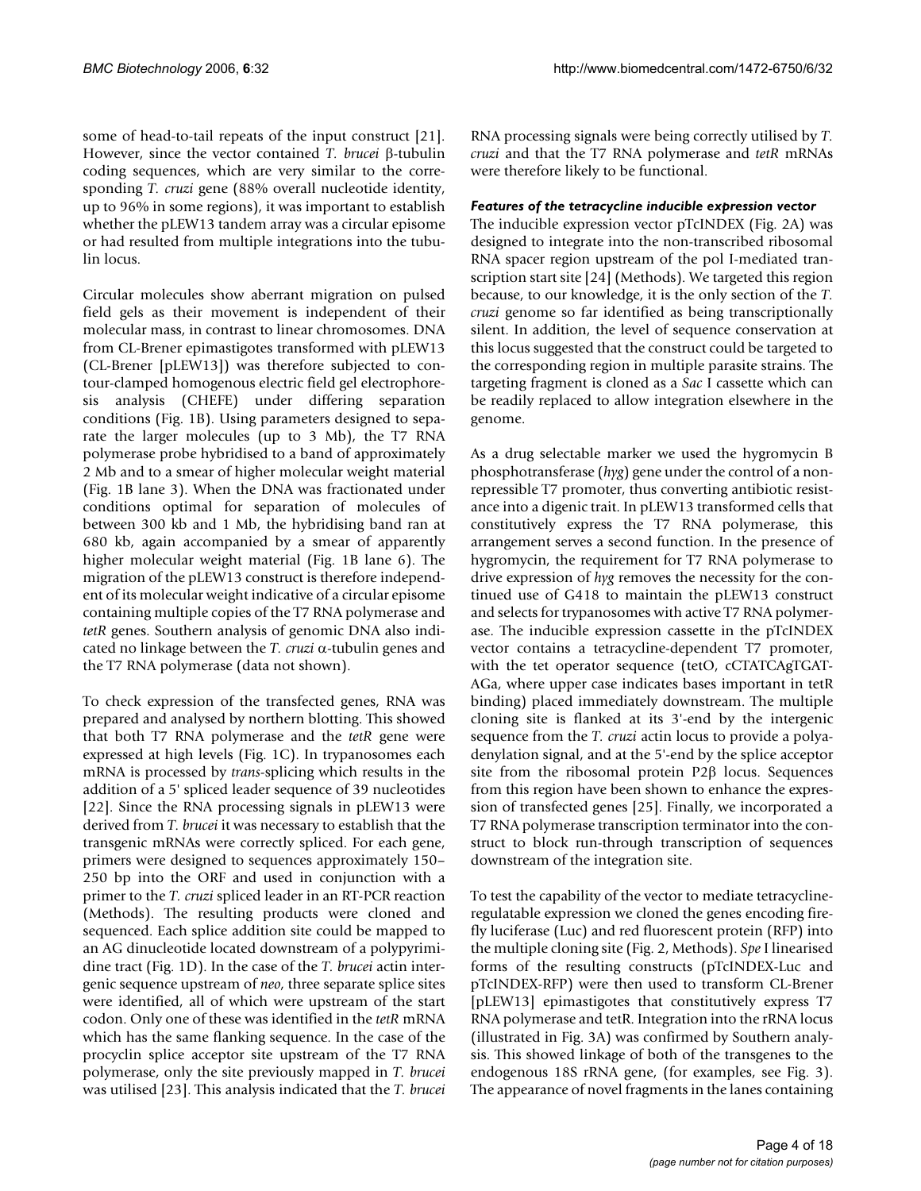some of head-to-tail repeats of the input construct [21]. However, since the vector contained *T. brucei* β-tubulin coding sequences, which are very similar to the corresponding *T. cruzi* gene (88% overall nucleotide identity, up to 96% in some regions), it was important to establish whether the pLEW13 tandem array was a circular episome or had resulted from multiple integrations into the tubulin locus.

Circular molecules show aberrant migration on pulsed field gels as their movement is independent of their molecular mass, in contrast to linear chromosomes. DNA from CL-Brener epimastigotes transformed with pLEW13 (CL-Brener [pLEW13]) was therefore subjected to contour-clamped homogenous electric field gel electrophoresis analysis (CHEFE) under differing separation conditions (Fig. 1B). Using parameters designed to separate the larger molecules (up to 3 Mb), the T7 RNA polymerase probe hybridised to a band of approximately 2 Mb and to a smear of higher molecular weight material (Fig. 1B lane 3). When the DNA was fractionated under conditions optimal for separation of molecules of between 300 kb and 1 Mb, the hybridising band ran at 680 kb, again accompanied by a smear of apparently higher molecular weight material (Fig. 1B lane 6). The migration of the pLEW13 construct is therefore independent of its molecular weight indicative of a circular episome containing multiple copies of the T7 RNA polymerase and *tetR* genes. Southern analysis of genomic DNA also indicated no linkage between the *T. cruzi* α-tubulin genes and the T7 RNA polymerase (data not shown).

To check expression of the transfected genes, RNA was prepared and analysed by northern blotting. This showed that both T7 RNA polymerase and the *tetR* gene were expressed at high levels (Fig. 1C). In trypanosomes each mRNA is processed by *trans*-splicing which results in the addition of a 5' spliced leader sequence of 39 nucleotides [22]. Since the RNA processing signals in pLEW13 were derived from *T. brucei* it was necessary to establish that the transgenic mRNAs were correctly spliced. For each gene, primers were designed to sequences approximately 150–250 bp into the ORF and used in conjunction with a primer to the *T. cruzi* spliced leader in an RT-PCR reaction (Methods). The resulting products were cloned and sequenced. Each splice addition site could be mapped to an AG dinucleotide located downstream of a polypyrimidine tract (Fig. 1D). In the case of the *T. brucei* actin intergenic sequence upstream of *neo*, three separate splice sites were identified, all of which were upstream of the start codon. Only one of these was identified in the *tetR* mRNA which has the same flanking sequence. In the case of the procyclin splice acceptor site upstream of the T7 RNA polymerase, only the site previously mapped in *T. brucei* was utilised [23]. This analysis indicated that the *T. brucei* RNA processing signals were being correctly utilised by *T. cruzi* and that the T7 RNA polymerase and *tetR* mRNAs were therefore likely to be functional.

### *Features of the tetracycline inducible expression vector*

The inducible expression vector pTcINDEX (Fig. 2A) was designed to integrate into the non-transcribed ribosomal RNA spacer region upstream of the pol I-mediated transcription start site [24] (Methods). We targeted this region because, to our knowledge, it is the only section of the *T. cruzi* genome so far identified as being transcriptionally silent. In addition, the level of sequence conservation at this locus suggested that the construct could be targeted to the corresponding region in multiple parasite strains. The targeting fragment is cloned as a *Sac* I cassette which can be readily replaced to allow integration elsewhere in the genome.

As a drug selectable marker we used the hygromycin B phosphotransferase (*hyg*) gene under the control of a non-repressible T7 promoter, thus converting antibiotic resistance into a digenic trait. In pLEW13 transformed cells that constitutively express the T7 RNA polymerase, this arrangement serves a second function. In the presence of hygromycin, the requirement for T7 RNA polymerase to drive expression of *hyg* removes the necessity for the continued use of G418 to maintain the pLEW13 construct and selects for trypanosomes with active T7 RNA polymerase. The inducible expression cassette in the pTcINDEX vector contains a tetracycline-dependent T7 promoter, with the tet operator sequence (tetO, cCTATCAgTGATAGa, where upper case indicates bases important in tetR binding) placed immediately downstream. The multiple cloning site is flanked at its 3'-end by the intergenic sequence from the *T. cruzi* actin locus to provide a polyadenylation signal, and at the 5'-end by the splice acceptor site from the ribosomal protein P2β locus. Sequences from this region have been shown to enhance the expression of transfected genes [25]. Finally, we incorporated a T7 RNA polymerase transcription terminator into the construct to block run-through transcription of sequences downstream of the integration site.

To test the capability of the vector to mediate tetracycline-regulatable expression we cloned the genes encoding firefly luciferase (Luc) and red fluorescent protein (RFP) into the multiple cloning site (Fig. 2, Methods). *Spe* I linearised forms of the resulting constructs (pTcINDEX-Luc and pTcINDEX-RFP) were then used to transform CL-Brener [pLEW13] epimastigotes that constitutively express T7 RNA polymerase and tetR. Integration into the rRNA locus (illustrated in Fig. 3A) was confirmed by Southern analysis. This showed linkage of both of the transgenes to the endogenous 18S rRNA gene, (for examples, see Fig. 3). The appearance of novel fragments in the lanes containing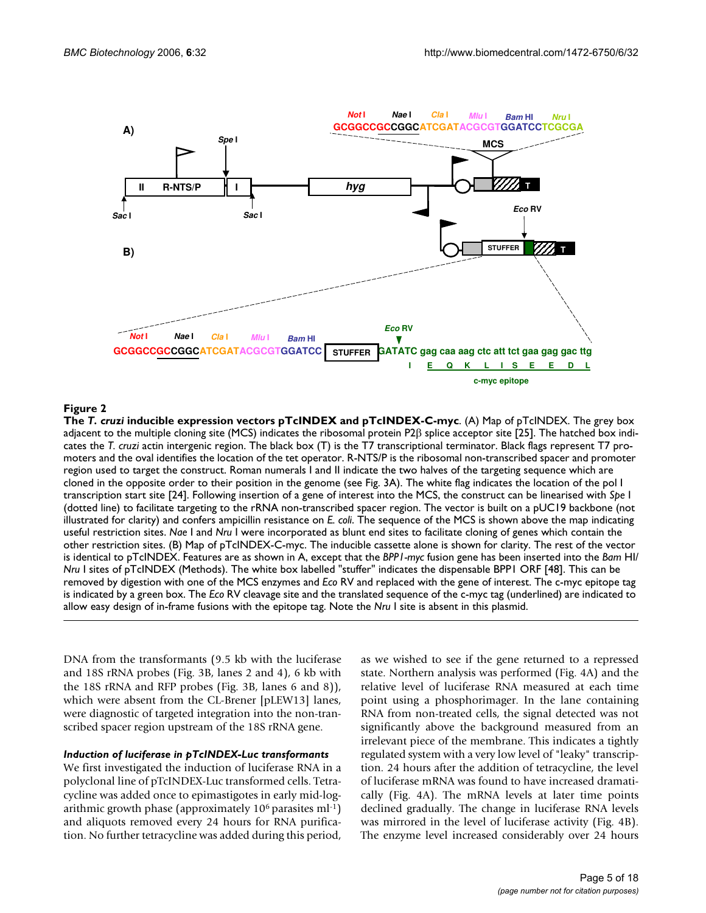**Figure 2**

**The *T. cruzi* inducible expression vectors pTcINDEX and pTcINDEX-C-myc**. (A) Map of pTcINDEX. The grey box adjacent to the multiple cloning site (MCS) indicates the ribosomal protein P2β splice acceptor site [25]. The hatched box indicates the *T. cruzi* actin intergenic region. The black box (T) is the T7 transcriptional terminator. Black flags represent T7 promoters and the oval identifies the location of the tet operator. R-NTS/P is the ribosomal non-transcribed spacer and promoter region used to target the construct. Roman numerals I and II indicate the two halves of the targeting sequence which are cloned in the opposite order to their position in the genome (see Fig. 3A). The white flag indicates the location of the pol I transcription start site [24]. Following insertion of a gene of interest into the MCS, the construct can be linearised with *Spe* I (dotted line) to facilitate targeting to the rRNA non-transcribed spacer region. The vector is built on a pUC19 backbone (not illustrated for clarity) and confers ampicillin resistance on *E. coli*. The sequence of the MCS is shown above the map indicating useful restriction sites. *Nae* I and *Nru* I were incorporated as blunt end sites to facilitate cloning of genes which contain the other restriction sites. (B) Map of pTcINDEX-C-myc. The inducible cassette alone is shown for clarity. The rest of the vector is identical to pTcINDEX. Features are as shown in A, except that the *BPP1-myc* fusion gene has been inserted into the *Bam* HI/*Nru* I sites of pTcINDEX (Methods). The white box labelled "stuffer" indicates the dispensable BPP1 ORF [48]. This can be removed by digestion with one of the MCS enzymes and *Eco* RV and replaced with the gene of interest. The c-myc epitope tag is indicated by a green box. The *Eco* RV cleavage site and the translated sequence of the c-myc tag (underlined) are indicated to allow easy design of in-frame fusions with the epitope tag. Note the *Nru* I site is absent in this plasmid.

DNA from the transformants (9.5 kb with the luciferase and 18S rRNA probes (Fig. 3B, lanes 2 and 4), 6 kb with the 18S rRNA and RFP probes (Fig. 3B, lanes 6 and 8)), which were absent from the CL-Brener [pLEW13] lanes, were diagnostic of targeted integration into the non-transcribed spacer region upstream of the 18S rRNA gene.

### *Induction of luciferase in pTcINDEX-Luc transformants*

We first investigated the induction of luciferase RNA in a polyclonal line of pTcINDEX-Luc transformed cells. Tetracycline was added once to epimastigotes in early mid-logarithmic growth phase (approximately $10^6$ parasites ml$^{-1}$) and aliquots removed every 24 hours for RNA purification. No further tetracycline was added during this period, as we wished to see if the gene returned to a repressed state. Northern analysis was performed (Fig. 4A) and the relative level of luciferase RNA measured at each time point using a phosphorimager. In the lane containing RNA from non-treated cells, the signal detected was not significantly above the background measured from an irrelevant piece of the membrane. This indicates a tightly regulated system with a very low level of "leaky" transcription. 24 hours after the addition of tetracycline, the level of luciferase mRNA was found to have increased dramatically (Fig. 4A). The mRNA levels at later time points declined gradually. The change in luciferase RNA levels was mirrored in the level of luciferase activity (Fig. 4B). The enzyme level increased considerably over 24 hours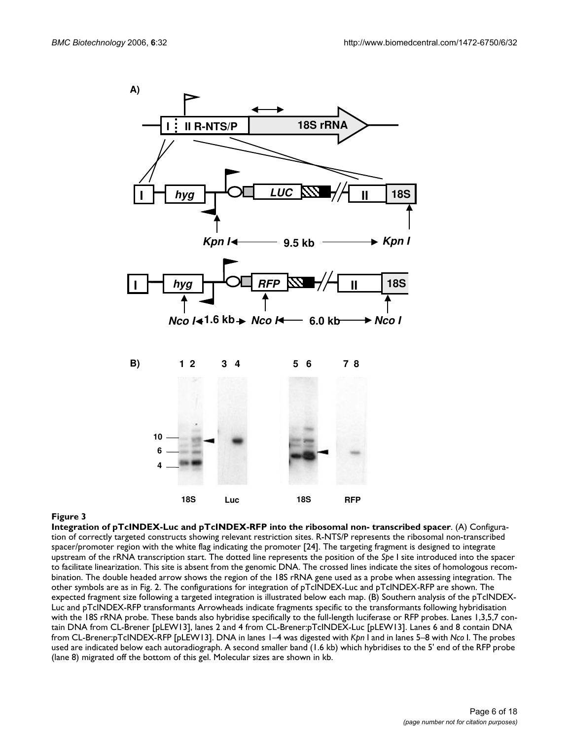**Figure 3**

**Integration of pTcINDEX-Luc and pTcINDEX-RFP into the ribosomal non- transcribed spacer**. (A) Configuration of correctly targeted constructs showing relevant restriction sites. R-NTS/P represents the ribosomal non-transcribed spacer/promoter region with the white flag indicating the promoter [24]. The targeting fragment is designed to integrate upstream of the rRNA transcription start. The dotted line represents the position of the *Spe* I site introduced into the spacer to facilitate linearization. This site is absent from the genomic DNA. The crossed lines indicate the sites of homologous recombination. The double headed arrow shows the region of the 18S rRNA gene used as a probe when assessing integration. The other symbols are as in Fig. 2. The configurations for integration of pTcINDEX-Luc and pTcINDEX-RFP are shown. The expected fragment size following a targeted integration is illustrated below each map. (B) Southern analysis of the pTcINDEX-Luc and pTcINDEX-RFP transformants Arrowheads indicate fragments specific to the transformants following hybridisation with the 18S rRNA probe. These bands also hybridise specifically to the full-length luciferase or RFP probes. Lanes 1,3,5,7 contain DNA from CL-Brener [pLEW13], lanes 2 and 4 from CL-Brener:pTcINDEX-Luc [pLEW13]. Lanes 6 and 8 contain DNA from CL-Brener:pTcINDEX-RFP [pLEW13]. DNA in lanes 1–4 was digested with *Kpn* I and in lanes 5–8 with *Nco* I. The probes used are indicated below each autoradiograph. A second smaller band (1.6 kb) which hybridises to the 5' end of the RFP probe (lane 8) migrated off the bottom of this gel. Molecular sizes are shown in kb.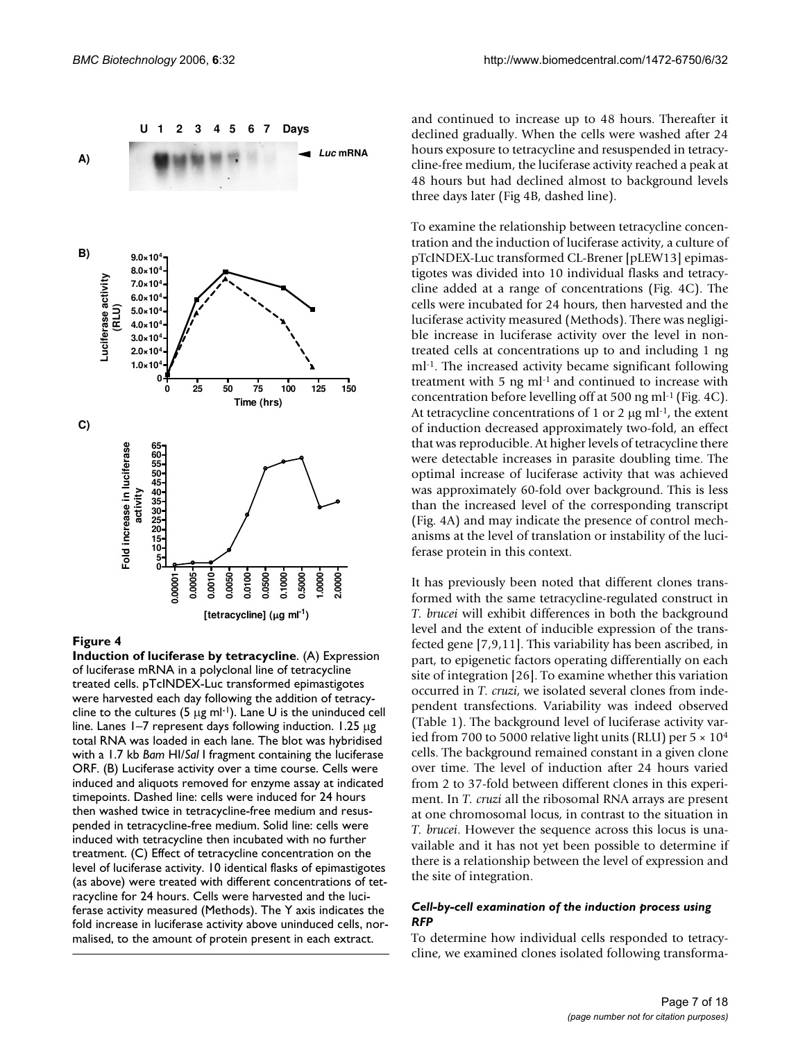**Figure 4**

**Induction of luciferase by tetracycline**. (A) Expression of luciferase mRNA in a polyclonal line of tetracycline treated cells. pTcINDEX-Luc transformed epimastigotes were harvested each day following the addition of tetracycline to the cultures (5 μg ml$^{-1}$). Lane U is the uninduced cell line. Lanes 1–7 represent days following induction. 1.25 μg total RNA was loaded in each lane. The blot was hybridised with a 1.7 kb *Bam* HI/*Sal* I fragment containing the luciferase ORF. (B) Luciferase activity over a time course. Cells were induced and aliquots removed for enzyme assay at indicated timepoints. Dashed line: cells were induced for 24 hours then washed twice in tetracycline-free medium and resuspended in tetracycline-free medium. Solid line: cells were induced with tetracycline then incubated with no further treatment. (C) Effect of tetracycline concentration on the level of luciferase activity. 10 identical flasks of epimastigotes (as above) were treated with different concentrations of tetracycline for 24 hours. Cells were harvested and the luciferase activity measured (Methods). The Y axis indicates the fold increase in luciferase activity above uninduced cells, normalised, to the amount of protein present in each extract.

and continued to increase up to 48 hours. Thereafter it declined gradually. When the cells were washed after 24 hours exposure to tetracycline and resuspended in tetracycline-free medium, the luciferase activity reached a peak at 48 hours but had declined almost to background levels three days later (Fig 4B, dashed line).

To examine the relationship between tetracycline concentration and the induction of luciferase activity, a culture of pTcINDEX-Luc transformed CL-Brener [pLEW13] epimastigotes was divided into 10 individual flasks and tetracycline added at a range of concentrations (Fig. 4C). The cells were incubated for 24 hours, then harvested and the luciferase activity measured (Methods). There was negligible increase in luciferase activity over the level in non-treated cells at concentrations up to and including 1 ng ml$^{-1}$. The increased activity became significant following treatment with 5 ng ml$^{-1}$ and continued to increase with concentration before levelling off at 500 ng ml$^{-1}$ (Fig. 4C). At tetracycline concentrations of 1 or 2 μg ml$^{-1}$, the extent of induction decreased approximately two-fold, an effect that was reproducible. At higher levels of tetracycline there were detectable increases in parasite doubling time. The optimal increase of luciferase activity that was achieved was approximately 60-fold over background. This is less than the increased level of the corresponding transcript (Fig. 4A) and may indicate the presence of control mechanisms at the level of translation or instability of the luciferase protein in this context.

It has previously been noted that different clones transformed with the same tetracycline-regulated construct in *T. brucei* will exhibit differences in both the background level and the extent of inducible expression of the transfected gene [7,9,11]. This variability has been ascribed, in part, to epigenetic factors operating differentially on each site of integration [26]. To examine whether this variation occurred in *T. cruzi*, we isolated several clones from independent transfections. Variability was indeed observed (Table 1). The background level of luciferase activity varied from 700 to 5000 relative light units (RLU) per $5 \times 10^4$ cells. The background remained constant in a given clone over time. The level of induction after 24 hours varied from 2 to 37-fold between different clones in this experiment. In *T. cruzi* all the ribosomal RNA arrays are present at one chromosomal locus, in contrast to the situation in *T. brucei*. However the sequence across this locus is unavailable and it has not yet been possible to determine if there is a relationship between the level of expression and the site of integration.

### *Cell-by-cell examination of the induction process using RFP*

To determine how individual cells responded to tetracycline, we examined clones isolated following transforma-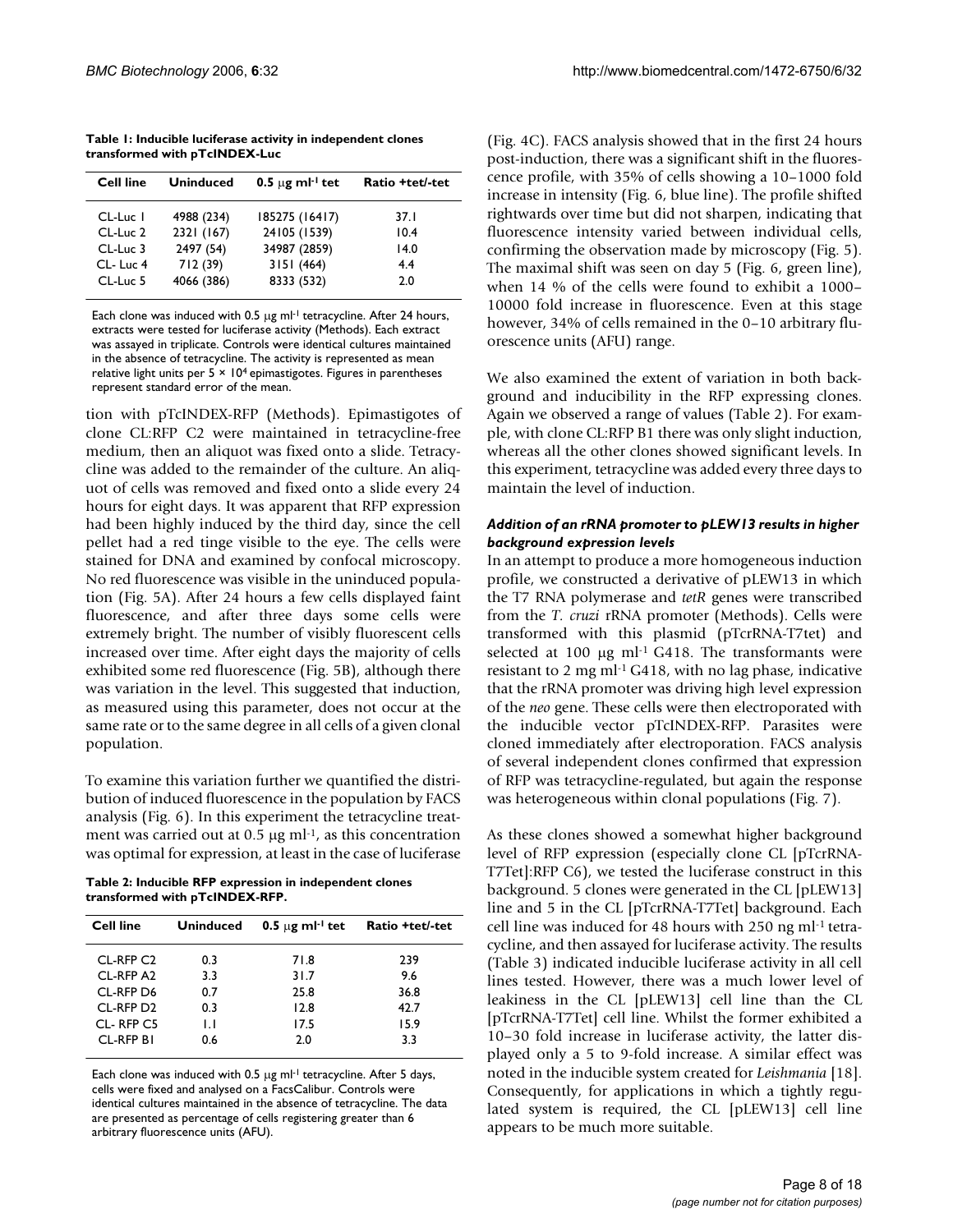**Table 1: Inducible luciferase activity in independent clones transformed with pTcINDEX-Luc**

| Cell line | Uninduced | 0.5 μg ml$^{-1}$ tet | Ratio +tet/-tet |
|---|---|---|---|
| CL-Luc 1 | 4988 (234) | 185275 (16417) | 37.1 |
| CL-Luc 2 | 2321 (167) | 24105 (1539) | 10.4 |
| CL-Luc 3 | 2497 (54) | 34987 (2859) | 14.0 |
| CL- Luc 4 | 712 (39) | 3151 (464) | 4.4 |
| CL-Luc 5 | 4066 (386) | 8333 (532) | 2.0 |

Each clone was induced with 0.5 μg ml$^{-1}$ tetracycline. After 24 hours, extracts were tested for luciferase activity (Methods). Each extract was assayed in triplicate. Controls were identical cultures maintained in the absence of tetracycline. The activity is represented as mean relative light units per $5 \times 10^4$ epimastigotes. Figures in parentheses represent standard error of the mean.

tion with pTcINDEX-RFP (Methods). Epimastigotes of clone CL:RFP C2 were maintained in tetracycline-free medium, then an aliquot was fixed onto a slide. Tetracycline was added to the remainder of the culture. An aliquot of cells was removed and fixed onto a slide every 24 hours for eight days. It was apparent that RFP expression had been highly induced by the third day, since the cell pellet had a red tinge visible to the eye. The cells were stained for DNA and examined by confocal microscopy. No red fluorescence was visible in the uninduced population (Fig. 5A). After 24 hours a few cells displayed faint fluorescence, and after three days some cells were extremely bright. The number of visibly fluorescent cells increased over time. After eight days the majority of cells exhibited some red fluorescence (Fig. 5B), although there was variation in the level. This suggested that induction, as measured using this parameter, does not occur at the same rate or to the same degree in all cells of a given clonal population.

To examine this variation further we quantified the distribution of induced fluorescence in the population by FACS analysis (Fig. 6). In this experiment the tetracycline treatment was carried out at 0.5 μg ml$^{-1}$, as this concentration was optimal for expression, at least in the case of luciferase (Fig. 4C). FACS analysis showed that in the first 24 hours post-induction, there was a significant shift in the fluorescence profile, with 35% of cells showing a 10–1000 fold increase in intensity (Fig. 6, blue line). The profile shifted rightwards over time but did not sharpen, indicating that fluorescence intensity varied between individual cells, confirming the observation made by microscopy (Fig. 5). The maximal shift was seen on day 5 (Fig. 6, green line), when 14 % of the cells were found to exhibit a 1000–10000 fold increase in fluorescence. Even at this stage however, 34% of cells remained in the 0–10 arbitrary fluorescence units (AFU) range.

**Table 2: Inducible RFP expression in independent clones transformed with pTcINDEX-RFP.**

| Cell line | Uninduced | 0.5 μg ml$^{-1}$ tet | Ratio +tet/-tet |
|---|---|---|---|
| CL-RFP C2 | 0.3 | 71.8 | 239 |
| CL-RFP A2 | 3.3 | 31.7 | 9.6 |
| CL-RFP D6 | 0.7 | 25.8 | 36.8 |
| CL-RFP D2 | 0.3 | 12.8 | 42.7 |
| CL- RFP C5 | 1.1 | 17.5 | 15.9 |
| CL-RFP B1 | 0.6 | 2.0 | 3.3 |

Each clone was induced with 0.5 μg ml$^{-1}$ tetracycline. After 5 days, cells were fixed and analysed on a FacsCalibur. Controls were identical cultures maintained in the absence of tetracycline. The data are presented as percentage of cells registering greater than 6 arbitrary fluorescence units (AFU).

We also examined the extent of variation in both background and inducibility in the RFP expressing clones. Again we observed a range of values (Table 2). For example, with clone CL:RFP B1 there was only slight induction, whereas all the other clones showed significant levels. In this experiment, tetracycline was added every three days to maintain the level of induction.

### *Addition of an rRNA promoter to pLEW13 results in higher background expression levels*

In an attempt to produce a more homogeneous induction profile, we constructed a derivative of pLEW13 in which the T7 RNA polymerase and *tetR* genes were transcribed from the *T. cruzi* rRNA promoter (Methods). Cells were transformed with this plasmid (pTcrRNA-T7tet) and selected at 100 μg ml$^{-1}$ G418. The transformants were resistant to 2 mg ml$^{-1}$ G418, with no lag phase, indicative that the rRNA promoter was driving high level expression of the *neo* gene. These cells were then electroporated with the inducible vector pTcINDEX-RFP. Parasites were cloned immediately after electroporation. FACS analysis of several independent clones confirmed that expression of RFP was tetracycline-regulated, but again the response was heterogeneous within clonal populations (Fig. 7).

As these clones showed a somewhat higher background level of RFP expression (especially clone CL [pTcrRNA-T7Tet]:RFP C6), we tested the luciferase construct in this background. 5 clones were generated in the CL [pLEW13] line and 5 in the CL [pTcrRNA-T7Tet] background. Each cell line was induced for 48 hours with 250 ng ml$^{-1}$ tetracycline, and then assayed for luciferase activity. The results (Table 3) indicated inducible luciferase activity in all cell lines tested. However, there was a much lower level of leakiness in the CL [pLEW13] cell line than the CL [pTcrRNA-T7Tet] cell line. Whilst the former exhibited a 10–30 fold increase in luciferase activity, the latter displayed only a 5 to 9-fold increase. A similar effect was noted in the inducible system created for *Leishmania* [18]. Consequently, for applications in which a tightly regulated system is required, the CL [pLEW13] cell line appears to be much more suitable.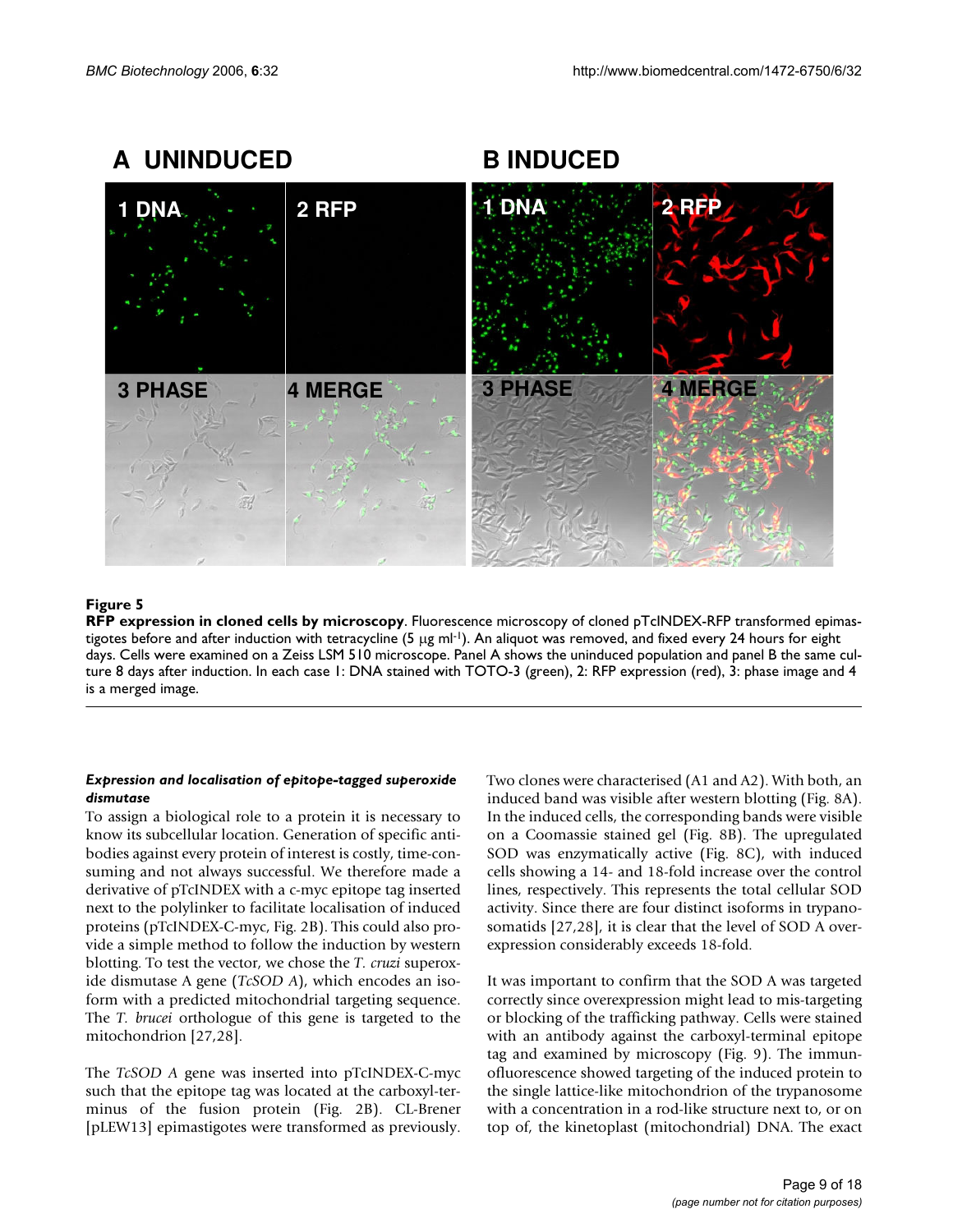**Figure 5**

**RFP expression in cloned cells by microscopy**. Fluorescence microscopy of cloned pTcINDEX-RFP transformed epimastigotes before and after induction with tetracycline (5 μg ml$^{-1}$). An aliquot was removed, and fixed every 24 hours for eight days. Cells were examined on a Zeiss LSM 510 microscope. Panel A shows the uninduced population and panel B the same culture 8 days after induction. In each case 1: DNA stained with TOTO-3 (green), 2: RFP expression (red), 3: phase image and 4 is a merged image.

#### *Expression and localisation of epitope-tagged superoxide dismutase*

To assign a biological role to a protein it is necessary to know its subcellular location. Generation of specific antibodies against every protein of interest is costly, time-consuming and not always successful. We therefore made a derivative of pTcINDEX with a c-myc epitope tag inserted next to the polylinker to facilitate localisation of induced proteins (pTcINDEX-C-myc, Fig. 2B). This could also provide a simple method to follow the induction by western blotting. To test the vector, we chose the *T. cruzi* superoxide dismutase A gene (*TcSOD A*), which encodes an isoform with a predicted mitochondrial targeting sequence. The *T. brucei* orthologue of this gene is targeted to the mitochondrion [27,28].

The *TcSOD A* gene was inserted into pTcINDEX-C-myc such that the epitope tag was located at the carboxyl-terminus of the fusion protein (Fig. 2B). CL-Brener [pLEW13] epimastigotes were transformed as previously. Two clones were characterised (A1 and A2). With both, an induced band was visible after western blotting (Fig. 8A). In the induced cells, the corresponding bands were visible on a Coomassie stained gel (Fig. 8B). The upregulated SOD was enzymatically active (Fig. 8C), with induced cells showing a 14- and 18-fold increase over the control lines, respectively. This represents the total cellular SOD activity. Since there are four distinct isoforms in trypanosomatids [27,28], it is clear that the level of SOD A overexpression considerably exceeds 18-fold.

It was important to confirm that the SOD A was targeted correctly since overexpression might lead to mis-targeting or blocking of the trafficking pathway. Cells were stained with an antibody against the carboxyl-terminal epitope tag and examined by microscopy (Fig. 9). The immunofluorescence showed targeting of the induced protein to the single lattice-like mitochondrion of the trypanosome with a concentration in a rod-like structure next to, or on top of, the kinetoplast (mitochondrial) DNA. The exact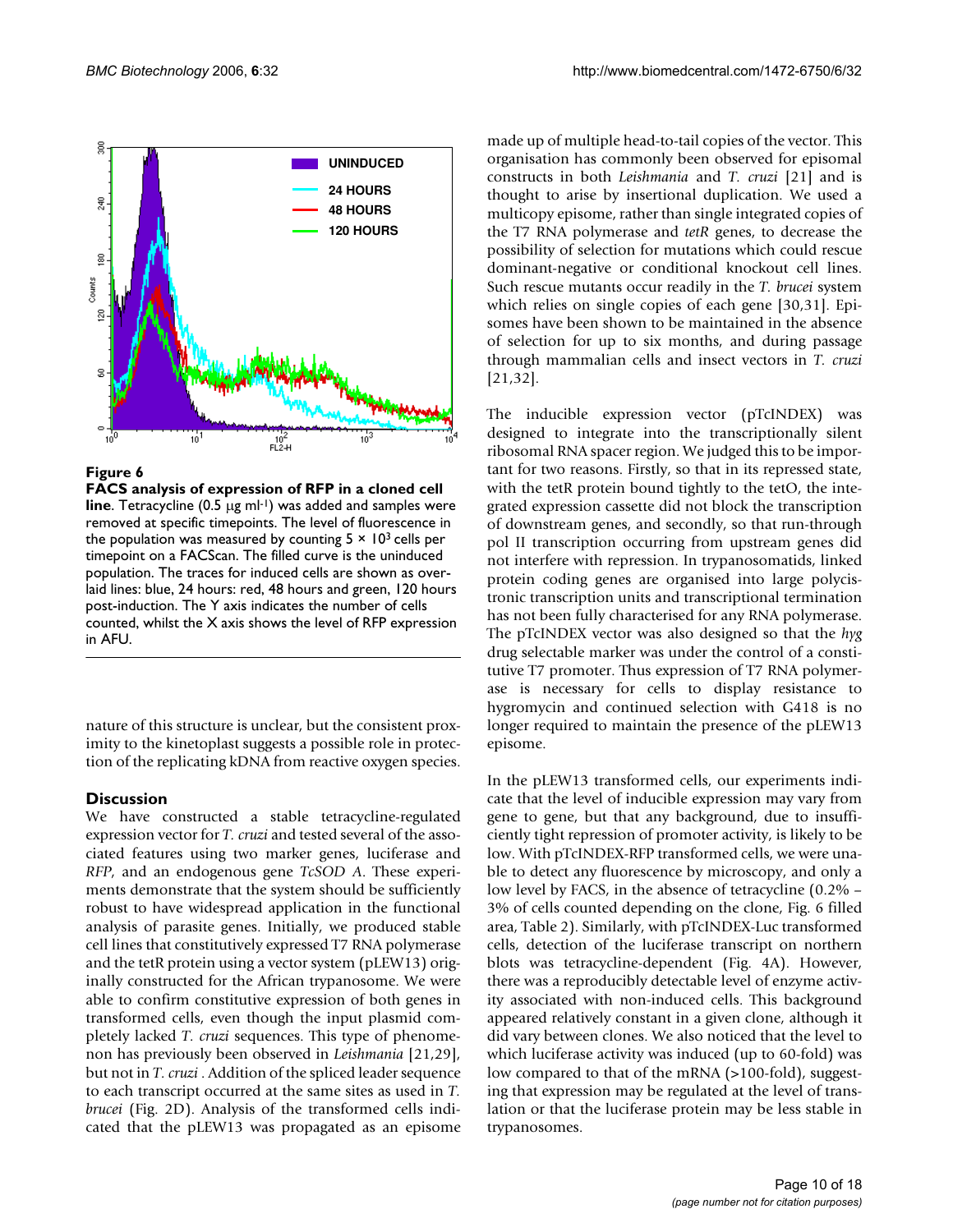**Figure 6**

**FACS analysis of expression of RFP in a cloned cell line**. Tetracycline (0.5 μg ml-1) was added and samples were removed at specific timepoints. The level of fluorescence in the population was measured by counting $5 \times 10^3$ cells per timepoint on a FACScan. The filled curve is the uninduced population. The traces for induced cells are shown as overlaid lines: blue, 24 hours: red, 48 hours and green, 120 hours post-induction. The Y axis indicates the number of cells counted, whilst the X axis shows the level of RFP expression in AFU.

nature of this structure is unclear, but the consistent proximity to the kinetoplast suggests a possible role in protection of the replicating kDNA from reactive oxygen species.

## Discussion

We have constructed a stable tetracycline-regulated expression vector for *T. cruzi* and tested several of the associated features using two marker genes, luciferase and *RFP*, and an endogenous gene *TcSOD A*. These experiments demonstrate that the system should be sufficiently robust to have widespread application in the functional analysis of parasite genes. Initially, we produced stable cell lines that constitutively expressed T7 RNA polymerase and the tetR protein using a vector system (pLEW13) originally constructed for the African trypanosome. We were able to confirm constitutive expression of both genes in transformed cells, even though the input plasmid completely lacked *T. cruzi* sequences. This type of phenomenon has previously been observed in *Leishmania* [21,29], but not in *T. cruzi* . Addition of the spliced leader sequence to each transcript occurred at the same sites as used in *T. brucei* (Fig. 2D). Analysis of the transformed cells indicated that the pLEW13 was propagated as an episome made up of multiple head-to-tail copies of the vector. This organisation has commonly been observed for episomal constructs in both *Leishmania* and *T. cruzi* [21] and is thought to arise by insertional duplication. We used a multicopy episome, rather than single integrated copies of the T7 RNA polymerase and *tetR* genes, to decrease the possibility of selection for mutations which could rescue dominant-negative or conditional knockout cell lines. Such rescue mutants occur readily in the *T. brucei* system which relies on single copies of each gene [30,31]. Episomes have been shown to be maintained in the absence of selection for up to six months, and during passage through mammalian cells and insect vectors in *T. cruzi* [21,32].

The inducible expression vector (pTcINDEX) was designed to integrate into the transcriptionally silent ribosomal RNA spacer region. We judged this to be important for two reasons. Firstly, so that in its repressed state, with the tetR protein bound tightly to the tetO, the integrated expression cassette did not block the transcription of downstream genes, and secondly, so that run-through pol II transcription occurring from upstream genes did not interfere with repression. In trypanosomatids, linked protein coding genes are organised into large polycistronic transcription units and transcriptional termination has not been fully characterised for any RNA polymerase. The pTcINDEX vector was also designed so that the *hyg* drug selectable marker was under the control of a constitutive T7 promoter. Thus expression of T7 RNA polymerase is necessary for cells to display resistance to hygromycin and continued selection with G418 is no longer required to maintain the presence of the pLEW13 episome.

In the pLEW13 transformed cells, our experiments indicate that the level of inducible expression may vary from gene to gene, but that any background, due to insufficiently tight repression of promoter activity, is likely to be low. With pTcINDEX-RFP transformed cells, we were unable to detect any fluorescence by microscopy, and only a low level by FACS, in the absence of tetracycline (0.2% – 3% of cells counted depending on the clone, Fig. 6 filled area, Table 2). Similarly, with pTcINDEX-Luc transformed cells, detection of the luciferase transcript on northern blots was tetracycline-dependent (Fig. 4A). However, there was a reproducibly detectable level of enzyme activity associated with non-induced cells. This background appeared relatively constant in a given clone, although it did vary between clones. We also noticed that the level to which luciferase activity was induced (up to 60-fold) was low compared to that of the mRNA (>100-fold), suggesting that expression may be regulated at the level of translation or that the luciferase protein may be less stable in trypanosomes.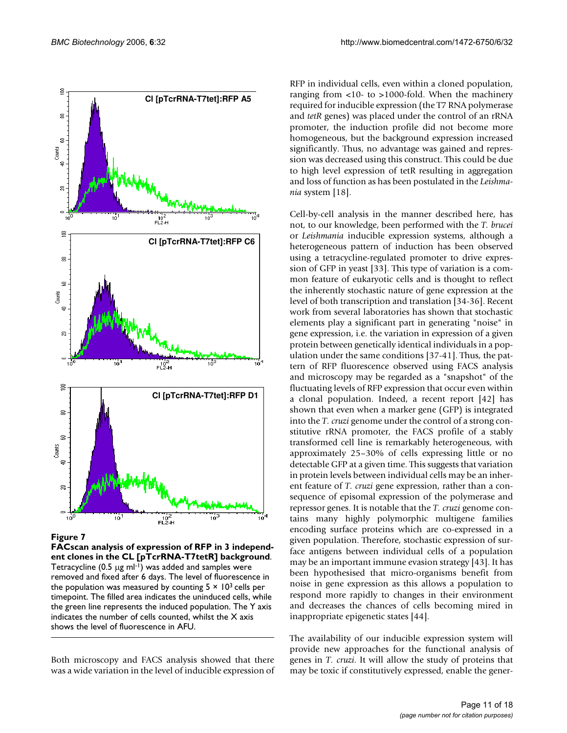**Figure 7**

**FACscan analysis of expression of RFP in 3 independent clones in the CL [pTcrRNA-T7tetR] background**. Tetracycline (0.5 μg ml$^{-1}$) was added and samples were removed and fixed after 6 days. The level of fluorescence in the population was measured by counting $5 \times 10^3$ cells per timepoint. The filled area indicates the uninduced cells, while the green line represents the induced population. The Y axis indicates the number of cells counted, whilst the X axis shows the level of fluorescence in AFU.

Both microscopy and FACS analysis showed that there was a wide variation in the level of inducible expression of RFP in individual cells, even within a cloned population, ranging from <10- to >1000-fold. When the machinery required for inducible expression (the T7 RNA polymerase and *tetR* genes) was placed under the control of an rRNA promoter, the induction profile did not become more homogeneous, but the background expression increased significantly. Thus, no advantage was gained and repression was decreased using this construct. This could be due to high level expression of tetR resulting in aggregation and loss of function as has been postulated in the *Leishmania* system [18].

Cell-by-cell analysis in the manner described here, has not, to our knowledge, been performed with the *T. brucei* or *Leishmania* inducible expression systems, although a heterogeneous pattern of induction has been observed using a tetracycline-regulated promoter to drive expression of GFP in yeast [33]. This type of variation is a common feature of eukaryotic cells and is thought to reflect the inherently stochastic nature of gene expression at the level of both transcription and translation [34-36]. Recent work from several laboratories has shown that stochastic elements play a significant part in generating "noise" in gene expression, i.e. the variation in expression of a given protein between genetically identical individuals in a population under the same conditions [37-41]. Thus, the pattern of RFP fluorescence observed using FACS analysis and microscopy may be regarded as a "snapshot" of the fluctuating levels of RFP expression that occur even within a clonal population. Indeed, a recent report [42] has shown that even when a marker gene (GFP) is integrated into the *T. cruzi* genome under the control of a strong constitutive rRNA promoter, the FACS profile of a stably transformed cell line is remarkably heterogeneous, with approximately 25–30% of cells expressing little or no detectable GFP at a given time. This suggests that variation in protein levels between individual cells may be an inherent feature of *T. cruzi* gene expression, rather than a consequence of episomal expression of the polymerase and repressor genes. It is notable that the *T. cruzi* genome contains many highly polymorphic multigene families encoding surface proteins which are co-expressed in a given population. Therefore, stochastic expression of surface antigens between individual cells of a population may be an important immune evasion strategy [43]. It has been hypothesised that micro-organisms benefit from noise in gene expression as this allows a population to respond more rapidly to changes in their environment and decreases the chances of cells becoming mired in inappropriate epigenetic states [44].

The availability of our inducible expression system will provide new approaches for the functional analysis of genes in *T. cruzi*. It will allow the study of proteins that may be toxic if constitutively expressed, enable the gener-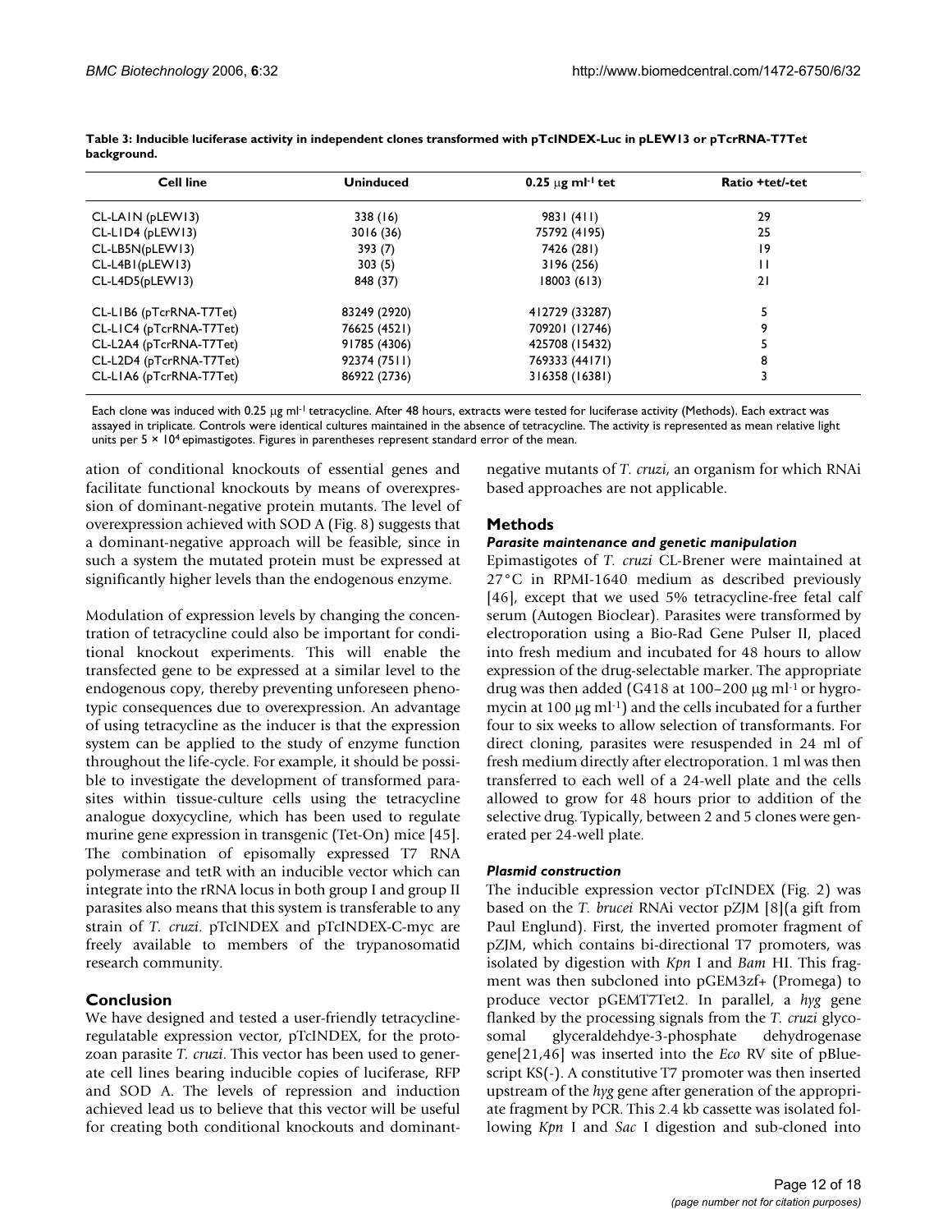**Table 3: Inducible luciferase activity in independent clones transformed with pTcINDEX-Luc in pLEW13 or pTcrRNA-T7Tet background.**

| Cell line | Uninduced | 0.25 μg ml$^{-1}$ tet | Ratio +tet/-tet |
|---|---|---|---|
| CL-LA1N (pLEW13) | 338 (16) | 9831 (411) | 29 |
| CL-L1D4 (pLEW13) | 3016 (36) | 75792 (4195) | 25 |
| CL-LB5N(pLEW13) | 393 (7) | 7426 (281) | 19 |
| CL-L4B1(pLEW13) | 303 (5) | 3196 (256) | 11 |
| CL-L4D5(pLEW13) | 848 (37) | 18003 (613) | 21 |
| CL-L1B6 (pTcrRNA-T7Tet) | 83249 (2920) | 412729 (33287) | 5 |
| CL-L1C4 (pTcrRNA-T7Tet) | 76625 (4521) | 709201 (12746) | 9 |
| CL-L2A4 (pTcrRNA-T7Tet) | 91785 (4306) | 425708 (15432) | 5 |
| CL-L2D4 (pTcrRNA-T7Tet) | 92374 (7511) | 769333 (44171) | 8 |
| CL-L1A6 (pTcrRNA-T7Tet) | 86922 (2736) | 316358 (16381) | 3 |

Each clone was induced with 0.25 μg ml$^{-1}$ tetracycline. After 48 hours, extracts were tested for luciferase activity (Methods). Each extract was assayed in triplicate. Controls were identical cultures maintained in the absence of tetracycline. The activity is represented as mean relative light units per $5 \times 10^4$ epimastigotes. Figures in parentheses represent standard error of the mean.

ation of conditional knockouts of essential genes and facilitate functional knockouts by means of overexpression of dominant-negative protein mutants. The level of overexpression achieved with SOD A (Fig. 8) suggests that a dominant-negative approach will be feasible, since in such a system the mutated protein must be expressed at significantly higher levels than the endogenous enzyme.

Modulation of expression levels by changing the concentration of tetracycline could also be important for conditional knockout experiments. This will enable the transfected gene to be expressed at a similar level to the endogenous copy, thereby preventing unforeseen phenotypic consequences due to overexpression. An advantage of using tetracycline as the inducer is that the expression system can be applied to the study of enzyme function throughout the life-cycle. For example, it should be possible to investigate the development of transformed parasites within tissue-culture cells using the tetracycline analogue doxycycline, which has been used to regulate murine gene expression in transgenic (Tet-On) mice [45]. The combination of episomally expressed T7 RNA polymerase and tetR with an inducible vector which can integrate into the rRNA locus in both group I and group II parasites also means that this system is transferable to any strain of *T. cruzi*. pTcINDEX and pTcINDEX-C-myc are freely available to members of the trypanosomatid research community.

## Conclusion

We have designed and tested a user-friendly tetracycline-regulatable expression vector, pTcINDEX, for the protozoan parasite *T. cruzi*. This vector has been used to generate cell lines bearing inducible copies of luciferase, RFP and SOD A. The levels of repression and induction achieved lead us to believe that this vector will be useful for creating both conditional knockouts and dominant-negative mutants of *T. cruzi*, an organism for which RNAi based approaches are not applicable.

## Methods

### *Parasite maintenance and genetic manipulation*

Epimastigotes of *T. cruzi* CL-Brener were maintained at 27°C in RPMI-1640 medium as described previously [46], except that we used 5% tetracycline-free fetal calf serum (Autogen Bioclear). Parasites were transformed by electroporation using a Bio-Rad Gene Pulser II, placed into fresh medium and incubated for 48 hours to allow expression of the drug-selectable marker. The appropriate drug was then added (G418 at 100–200 μg ml$^{-1}$ or hygromycin at 100 μg ml$^{-1}$) and the cells incubated for a further four to six weeks to allow selection of transformants. For direct cloning, parasites were resuspended in 24 ml of fresh medium directly after electroporation. 1 ml was then transferred to each well of a 24-well plate and the cells allowed to grow for 48 hours prior to addition of the selective drug. Typically, between 2 and 5 clones were generated per 24-well plate.

### *Plasmid construction*

The inducible expression vector pTcINDEX (Fig. 2) was based on the *T. brucei* RNAi vector pZJM [8](a gift from Paul Englund). First, the inverted promoter fragment of pZJM, which contains bi-directional T7 promoters, was isolated by digestion with *Kpn* I and *Bam* HI. This fragment was then subcloned into pGEM3zf+ (Promega) to produce vector pGEMT7Tet2. In parallel, a *hyg* gene flanked by the processing signals from the *T. cruzi* glycosomal glyceraldehdye-3-phosphate dehydrogenase gene[21,46] was inserted into the *Eco* RV site of pBluescript KS(-). A constitutive T7 promoter was then inserted upstream of the *hyg* gene after generation of the appropriate fragment by PCR. This 2.4 kb cassette was isolated following *Kpn* I and *Sac* I digestion and sub-cloned into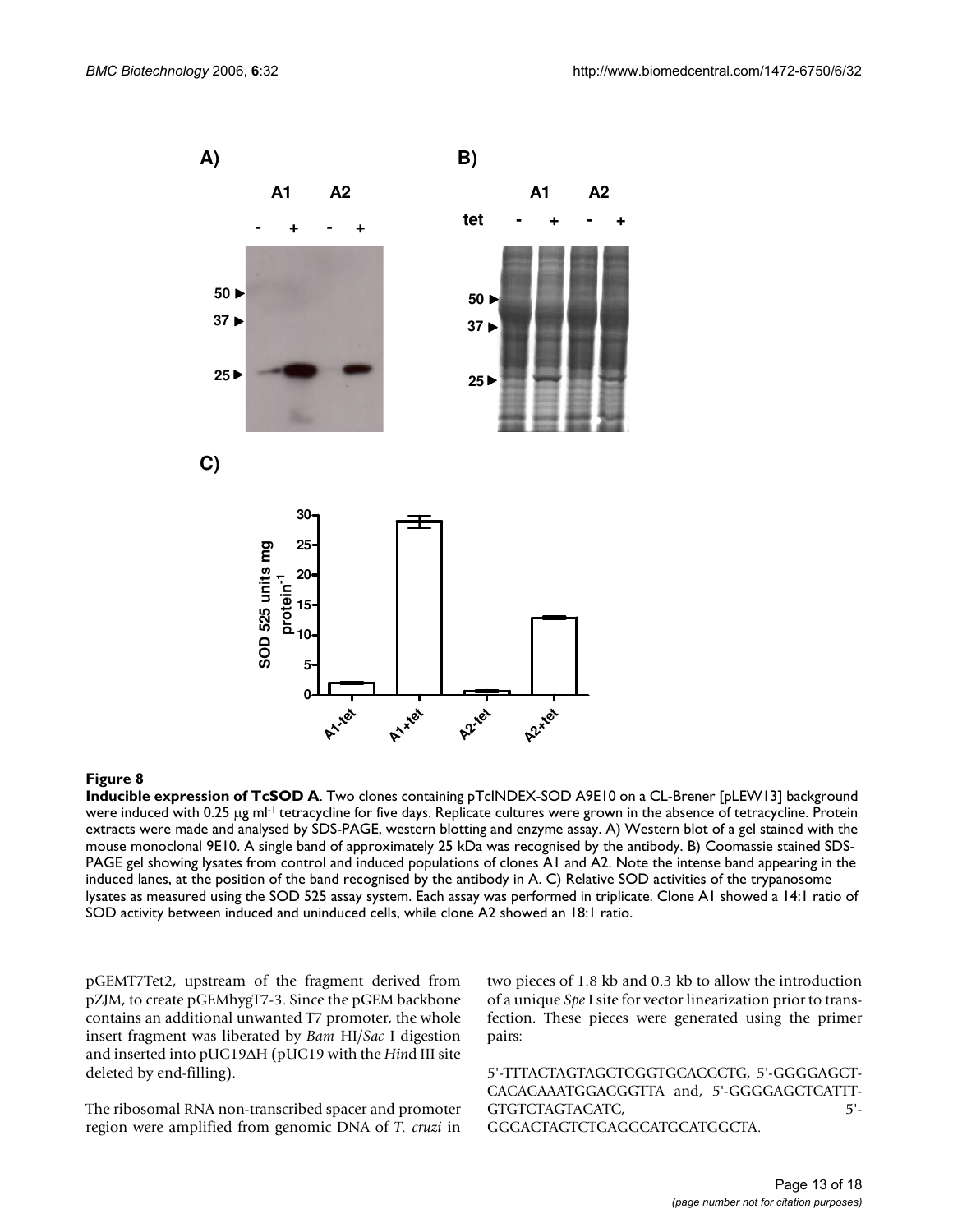**Figure 8**

**Inducible expression of TcSOD A**. Two clones containing pTcINDEX-SOD A9E10 on a CL-Brener [pLEW13] background were induced with 0.25 μg ml$^{-1}$ tetracycline for five days. Replicate cultures were grown in the absence of tetracycline. Protein extracts were made and analysed by SDS-PAGE, western blotting and enzyme assay. A) Western blot of a gel stained with the mouse monoclonal 9E10. A single band of approximately 25 kDa was recognised by the antibody. B) Coomassie stained SDS-PAGE gel showing lysates from control and induced populations of clones A1 and A2. Note the intense band appearing in the induced lanes, at the position of the band recognised by the antibody in A. C) Relative SOD activities of the trypanosome lysates as measured using the SOD 525 assay system. Each assay was performed in triplicate. Clone A1 showed a 14:1 ratio of SOD activity between induced and uninduced cells, while clone A2 showed an 18:1 ratio.

pGEMT7Tet2, upstream of the fragment derived from pZJM, to create pGEMhygT7-3. Since the pGEM backbone contains an additional unwanted T7 promoter, the whole insert fragment was liberated by *Bam* HI/*Sac* I digestion and inserted into pUC19ΔH (pUC19 with the *Hin*d III site deleted by end-filling).

The ribosomal RNA non-transcribed spacer and promoter region were amplified from genomic DNA of *T. cruzi* in two pieces of 1.8 kb and 0.3 kb to allow the introduction of a unique *Spe* I site for vector linearization prior to transfection. These pieces were generated using the primer pairs:

5'-TTTACTAGTAGCTCGGTGCACCCTG, 5'-GGGGAGCTCACACAAATGGACGGTTA and, 5'-GGGGAGCTCATTTGTGTCTAGTACATC, 5'-GGGACTAGTCTGAGGCATGCATGGCTA.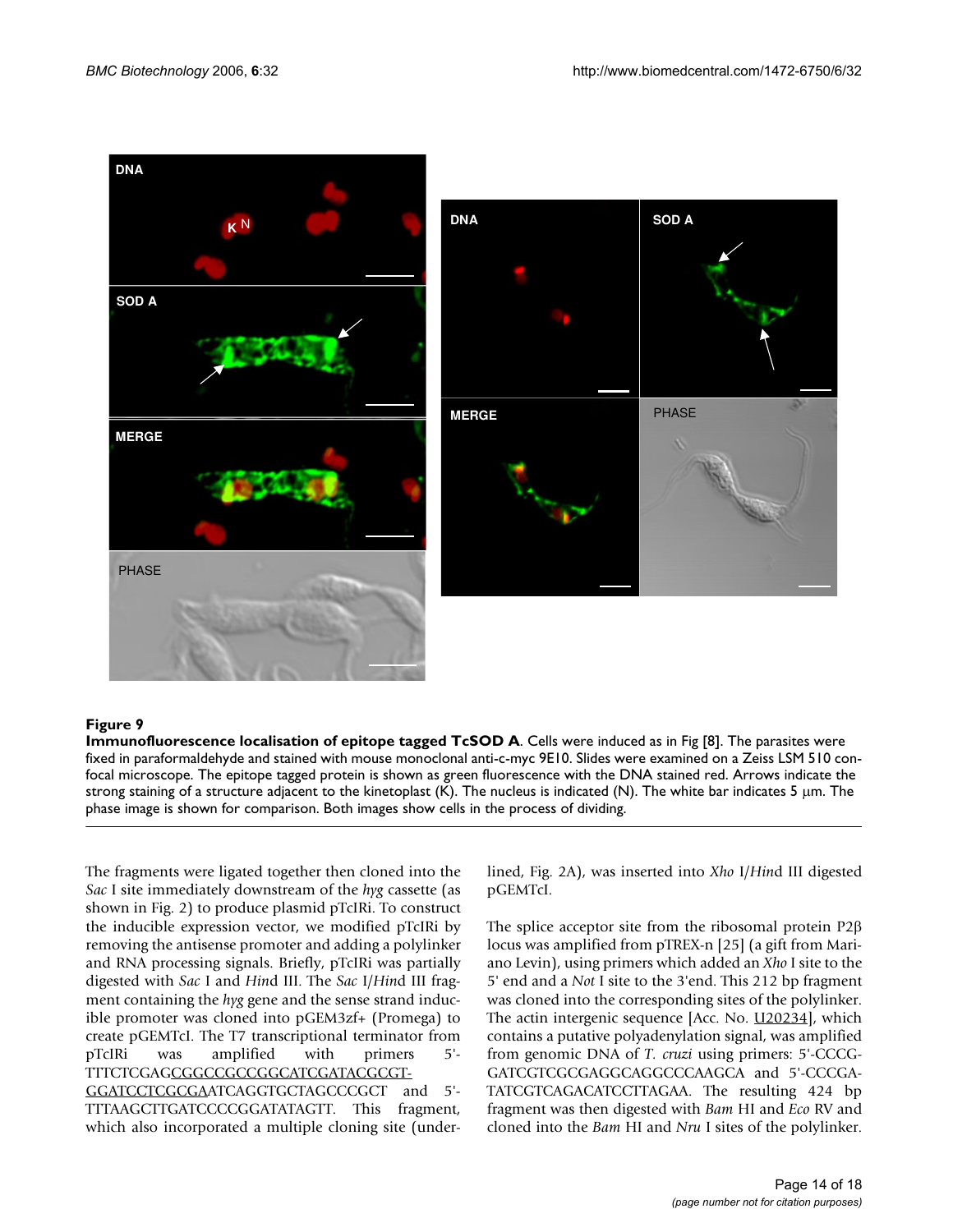**Figure 9**

**Immunofluorescence localisation of epitope tagged TcSOD A**. Cells were induced as in Fig [8]. The parasites were fixed in paraformaldehyde and stained with mouse monoclonal anti-c-myc 9E10. Slides were examined on a Zeiss LSM 510 confocal microscope. The epitope tagged protein is shown as green fluorescence with the DNA stained red. Arrows indicate the strong staining of a structure adjacent to the kinetoplast (K). The nucleus is indicated (N). The white bar indicates 5 μm. The phase image is shown for comparison. Both images show cells in the process of dividing.

The fragments were ligated together then cloned into the *Sac* I site immediately downstream of the *hyg* cassette (as shown in Fig. 2) to produce plasmid pTcIRi. To construct the inducible expression vector, we modified pTcIRi by removing the antisense promoter and adding a polylinker and RNA processing signals. Briefly, pTcIRi was partially digested with *Sac* I and *Hin*d III. The *Sac* I/*Hin*d III fragment containing the *hyg* gene and the sense strand inducible promoter was cloned into pGEM3zf+ (Promega) to create pGEMTcI. The T7 transcriptional terminator from pTcIRi was amplified with primers 5'-TTTCTCGAG<u>CGGCCGCCGGCATCGATACGCGT-GGATCCTCGCGA</u>ATCAGGTGCTAGCCCGCT and 5'-TTTAAGCTTGATCCCCGGATATAGTT. This fragment, which also incorporated a multiple cloning site (underlined, Fig. 2A), was inserted into *Xho* I/*Hin*d III digested pGEMTcI.

The splice acceptor site from the ribosomal protein P2β locus was amplified from pTREX-n [25] (a gift from Mariano Levin), using primers which added an *Xho* I site to the 5' end and a *Not* I site to the 3'end. This 212 bp fragment was cloned into the corresponding sites of the polylinker. The actin intergenic sequence [Acc. No. U20234], which contains a putative polyadenylation signal, was amplified from genomic DNA of *T. cruzi* using primers: 5'-CCCG-GATCGTCGCGAGGCAGGCCCAAGCA and 5'-CCCGA-TATCGTCAGACATCCTTAGAA. The resulting 424 bp fragment was then digested with *Bam* HI and *Eco* RV and cloned into the *Bam* HI and *Nru* I sites of the polylinker.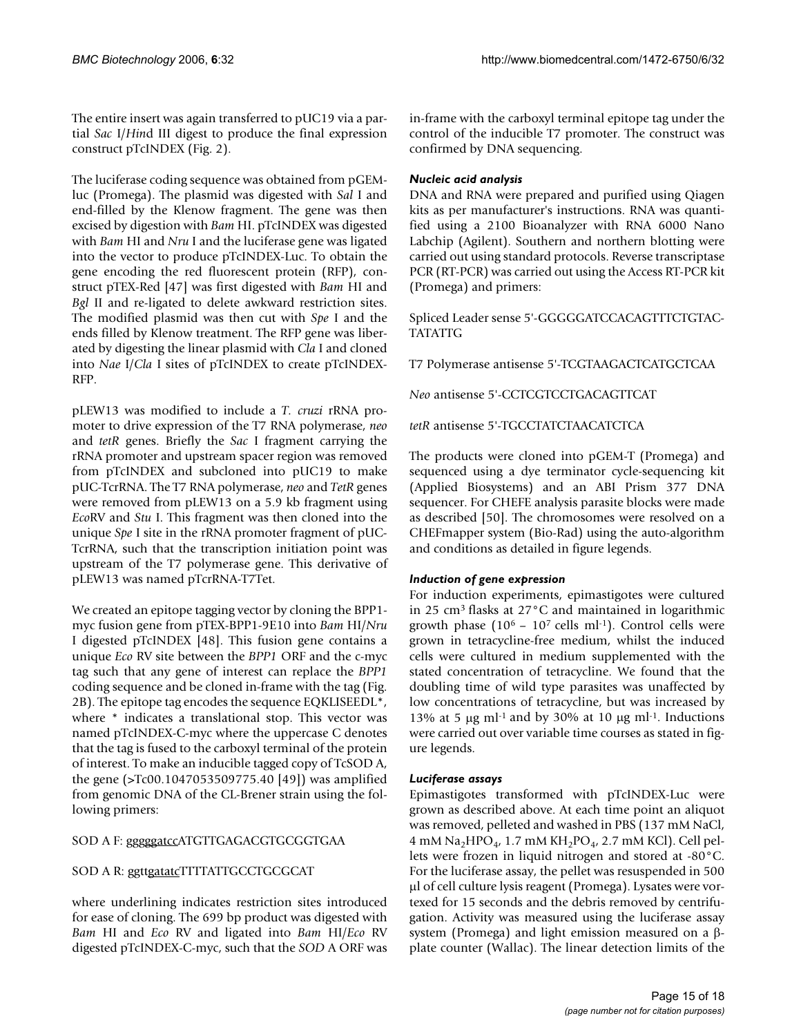The entire insert was again transferred to pUC19 via a partial *Sac* I/*Hin*d III digest to produce the final expression construct pTcINDEX (Fig. 2).

The luciferase coding sequence was obtained from pGEM-luc (Promega). The plasmid was digested with *Sal* I and end-filled by the Klenow fragment. The gene was then excised by digestion with *Bam* HI. pTcINDEX was digested with *Bam* HI and *Nru* I and the luciferase gene was ligated into the vector to produce pTcINDEX-Luc. To obtain the gene encoding the red fluorescent protein (RFP), construct pTEX-Red [47] was first digested with *Bam* HI and *Bgl* II and re-ligated to delete awkward restriction sites. The modified plasmid was then cut with *Spe* I and the ends filled by Klenow treatment. The RFP gene was liberated by digesting the linear plasmid with *Cla* I and cloned into *Nae* I/*Cla* I sites of pTcINDEX to create pTcINDEX-RFP.

pLEW13 was modified to include a *T. cruzi* rRNA promoter to drive expression of the T7 RNA polymerase, *neo* and *tetR* genes. Briefly the *Sac* I fragment carrying the rRNA promoter and upstream spacer region was removed from pTcINDEX and subcloned into pUC19 to make pUC-TcrRNA. The T7 RNA polymerase, *neo* and *TetR* genes were removed from pLEW13 on a 5.9 kb fragment using *Eco*RV and *Stu* I. This fragment was then cloned into the unique *Spe* I site in the rRNA promoter fragment of pUC-TcrRNA, such that the transcription initiation point was upstream of the T7 polymerase gene. This derivative of pLEW13 was named pTcrRNA-T7Tet.

We created an epitope tagging vector by cloning the BPP1-myc fusion gene from pTEX-BPP1-9E10 into *Bam* HI/*Nru* I digested pTcINDEX [48]. This fusion gene contains a unique *Eco* RV site between the *BPP1* ORF and the c-myc tag such that any gene of interest can replace the *BPP1* coding sequence and be cloned in-frame with the tag (Fig. 2B). The epitope tag encodes the sequence EQKLISEEDL*, where * indicates a translational stop. This vector was named pTcINDEX-C-myc where the uppercase C denotes that the tag is fused to the carboxyl terminal of the protein of interest. To make an inducible tagged copy of TcSOD A, the gene (>Tc00.1047053509775.40 [49]) was amplified from genomic DNA of the CL-Brener strain using the following primers:

SOD A F: gggggatccATGTTGAGACGTGCGGTGAA

SOD A R: ggttgatatcTTTTATTGCCTGCGCAT

where underlining indicates restriction sites introduced for ease of cloning. The 699 bp product was digested with *Bam* HI and *Eco* RV and ligated into *Bam* HI/*Eco* RV digested pTcINDEX-C-myc, such that the *SOD* A ORF was in-frame with the carboxyl terminal epitope tag under the control of the inducible T7 promoter. The construct was confirmed by DNA sequencing.

### *Nucleic acid analysis*

DNA and RNA were prepared and purified using Qiagen kits as per manufacturer's instructions. RNA was quantified using a 2100 Bioanalyzer with RNA 6000 Nano Labchip (Agilent). Southern and northern blotting were carried out using standard protocols. Reverse transcriptase PCR (RT-PCR) was carried out using the Access RT-PCR kit (Promega) and primers:

Spliced Leader sense 5'-GGGGGATCCACAGTTTCTGTACTATATTG

T7 Polymerase antisense 5'-TCGTAAGACTCATGCTCAA

*Neo* antisense 5'-CCTCGTCCTGACAGTTCAT

*tetR* antisense 5'-TGCCTATCTAACATCTCA

The products were cloned into pGEM-T (Promega) and sequenced using a dye terminator cycle-sequencing kit (Applied Biosystems) and an ABI Prism 377 DNA sequencer. For CHEFE analysis parasite blocks were made as described [50]. The chromosomes were resolved on a CHEFmapper system (Bio-Rad) using the auto-algorithm and conditions as detailed in figure legends.

### *Induction of gene expression*

For induction experiments, epimastigotes were cultured in 25 $cm^3$ flasks at 27°C and maintained in logarithmic growth phase ($10^6$ – $10^7$ cells $ml^{-1}$). Control cells were grown in tetracycline-free medium, whilst the induced cells were cultured in medium supplemented with the stated concentration of tetracycline. We found that the doubling time of wild type parasites was unaffected by low concentrations of tetracycline, but was increased by 13% at 5 μg $ml^{-1}$ and by 30% at 10 μg $ml^{-1}$. Inductions were carried out over variable time courses as stated in figure legends.

### *Luciferase assays*

Epimastigotes transformed with pTcINDEX-Luc were grown as described above. At each time point an aliquot was removed, pelleted and washed in PBS (137 mM NaCl, 4 mM $Na_2HPO_4$, 1.7 mM $KH_2PO_4$, 2.7 mM KCl). Cell pellets were frozen in liquid nitrogen and stored at -80°C. For the luciferase assay, the pellet was resuspended in 500 μl of cell culture lysis reagent (Promega). Lysates were vortexed for 15 seconds and the debris removed by centrifugation. Activity was measured using the luciferase assay system (Promega) and light emission measured on a β-plate counter (Wallac). The linear detection limits of the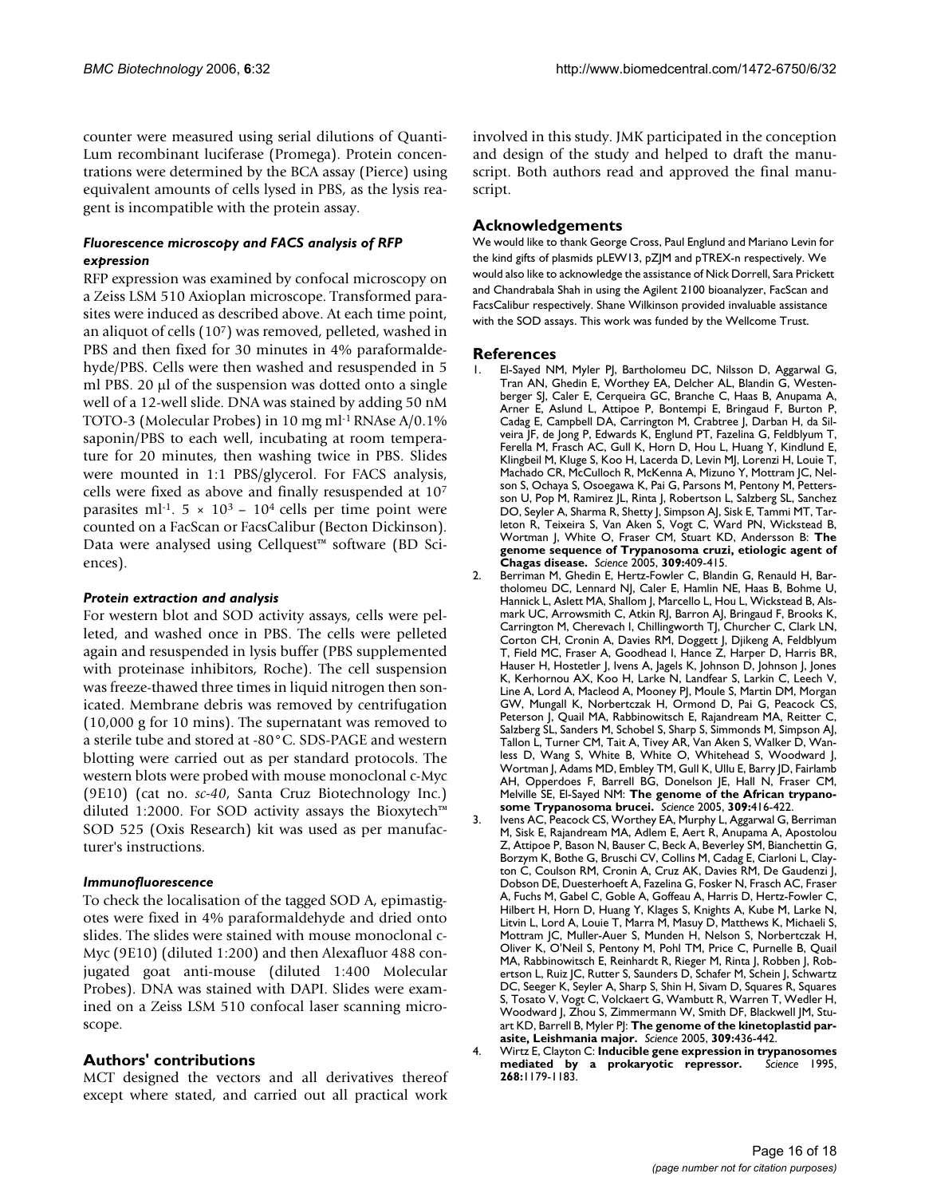counter were measured using serial dilutions of QuantiLum recombinant luciferase (Promega). Protein concentrations were determined by the BCA assay (Pierce) using equivalent amounts of cells lysed in PBS, as the lysis reagent is incompatible with the protein assay.

### *Fluorescence microscopy and FACS analysis of RFP expression*

RFP expression was examined by confocal microscopy on a Zeiss LSM 510 Axioplan microscope. Transformed parasites were induced as described above. At each time point, an aliquot of cells ($10^7$) was removed, pelleted, washed in PBS and then fixed for 30 minutes in 4% paraformaldehyde/PBS. Cells were then washed and resuspended in 5 ml PBS. 20 μl of the suspension was dotted onto a single well of a 12-well slide. DNA was stained by adding 50 nM TOTO-3 (Molecular Probes) in 10 mg ml$^{-1}$ RNAse A/0.1% saponin/PBS to each well, incubating at room temperature for 20 minutes, then washing twice in PBS. Slides were mounted in 1:1 PBS/glycerol. For FACS analysis, cells were fixed as above and finally resuspended at $10^7$ parasites ml$^{-1}$. $5 \times 10^3$ – $10^4$ cells per time point were counted on a FacScan or FacsCalibur (Becton Dickinson). Data were analysed using Cellquest™ software (BD Sciences).

### *Protein extraction and analysis*

For western blot and SOD activity assays, cells were pelleted, and washed once in PBS. The cells were pelleted again and resuspended in lysis buffer (PBS supplemented with proteinase inhibitors, Roche). The cell suspension was freeze-thawed three times in liquid nitrogen then sonicated. Membrane debris was removed by centrifugation (10,000 g for 10 mins). The supernatant was removed to a sterile tube and stored at -80°C. SDS-PAGE and western blotting were carried out as per standard protocols. The western blots were probed with mouse monoclonal c-Myc (9E10) (cat no. *sc-40*, Santa Cruz Biotechnology Inc.) diluted 1:2000. For SOD activity assays the Bioxytech™ SOD 525 (Oxis Research) kit was used as per manufacturer's instructions.

### *Immunofluorescence*

To check the localisation of the tagged SOD A, epimastigotes were fixed in 4% paraformaldehyde and dried onto slides. The slides were stained with mouse monoclonal c-Myc (9E10) (diluted 1:200) and then Alexafluor 488 conjugated goat anti-mouse (diluted 1:400 Molecular Probes). DNA was stained with DAPI. Slides were examined on a Zeiss LSM 510 confocal laser scanning microscope.

## Authors' contributions

MCT designed the vectors and all derivatives thereof except where stated, and carried out all practical work involved in this study. JMK participated in the conception and design of the study and helped to draft the manuscript. Both authors read and approved the final manuscript.

## Acknowledgements

We would like to thank George Cross, Paul Englund and Mariano Levin for the kind gifts of plasmids pLEW13, pZJM and pTREX-n respectively. We would also like to acknowledge the assistance of Nick Dorrell, Sara Prickett and Chandrabala Shah in using the Agilent 2100 bioanalyzer, FacScan and FacsCalibur respectively. Shane Wilkinson provided invaluable assistance with the SOD assays. This work was funded by the Wellcome Trust.

## References

1. El-Sayed NM, Myler PJ, Bartholomeu DC, Nilsson D, Aggarwal G, Tran AN, Ghedin E, Worthey EA, Delcher AL, Blandin G, Westenberger SJ, Caler E, Cerqueira GC, Branche C, Haas B, Anupama A, Arner E, Aslund L, Attipoe P, Bontempi E, Bringaud F, Burton P, Cadag E, Campbell DA, Carrington M, Crabtree J, Darban H, da Silveira JF, de Jong P, Edwards K, Englund PT, Fazelina G, Feldblyum T, Ferella M, Frasch AC, Gull K, Horn D, Hou L, Huang Y, Kindlund E, Klingbeil M, Kluge S, Koo H, Lacerda D, Levin MJ, Lorenzi H, Louie T, Machado CR, McCulloch R, McKenna A, Mizuno Y, Mottram JC, Nelson S, Ochaya S, Osoegawa K, Pai G, Parsons M, Pentony M, Pettersson U, Pop M, Ramirez JL, Rinta J, Robertson L, Salzberg SL, Sanchez DO, Seyler A, Sharma R, Shetty J, Simpson AJ, Sisk E, Tammi MT, Tarleton R, Teixeira S, Van Aken S, Vogt C, Ward PN, Wickstead B, Wortman J, White O, Fraser CM, Stuart KD, Andersson B: **The genome sequence of Trypanosoma cruzi, etiologic agent of Chagas disease.** *Science* 2005, **309:**409-415.
2. Berriman M, Ghedin E, Hertz-Fowler C, Blandin G, Renauld H, Bartholomeu DC, Lennard NJ, Caler E, Hamlin NE, Haas B, Bohme U, Hannick L, Aslett MA, Shallom J, Marcello L, Hou L, Wickstead B, Alsmark UC, Arrowsmith C, Atkin RJ, Barron AJ, Bringaud F, Brooks K, Carrington M, Cherevach I, Chillingworth TJ, Churcher C, Clark LN, Corton CH, Cronin A, Davies RM, Doggett J, Djikeng A, Feldblyum T, Field MC, Fraser A, Goodhead I, Hance Z, Harper D, Harris BR, Hauser H, Hostetler J, Ivens A, Jagels K, Johnson D, Johnson J, Jones K, Kerhornou AX, Koo H, Larke N, Landfear S, Larkin C, Leech V, Line A, Lord A, Macleod A, Mooney PJ, Moule S, Martin DM, Morgan GW, Mungall K, Norbertczak H, Ormond D, Pai G, Peacock CS, Peterson J, Quail MA, Rabbinowitsch E, Rajandream MA, Reitter C, Salzberg SL, Sanders M, Schobel S, Sharp S, Simmonds M, Simpson AJ, Tallon L, Turner CM, Tait A, Tivey AR, Van Aken S, Walker D, Wanless D, Wang S, White B, White O, Whitehead S, Woodward J, Wortman J, Adams MD, Embley TM, Gull K, Ullu E, Barry JD, Fairlamb AH, Opperdoes F, Barrell BG, Donelson JE, Hall N, Fraser CM, Melville SE, El-Sayed NM: **The genome of the African trypanosome Trypanosoma brucei.** *Science* 2005, **309:**416-422.
3. Ivens AC, Peacock CS, Worthey EA, Murphy L, Aggarwal G, Berriman M, Sisk E, Rajandream MA, Adlem E, Aert R, Anupama A, Apostolou Z, Attipoe P, Bason N, Bauser C, Beck A, Beverley SM, Bianchettin G, Borzym K, Bothe G, Bruschi CV, Collins M, Cadag E, Ciarloni L, Clayton C, Coulson RM, Cronin A, Cruz AK, Davies RM, De Gaudenzi J, Dobson DE, Duesterhoeft A, Fazelina G, Fosker N, Frasch AC, Fraser A, Fuchs M, Gabel C, Goble A, Goffeau A, Harris D, Hertz-Fowler C, Hilbert H, Horn D, Huang Y, Klages S, Knights A, Kube M, Larke N, Litvin L, Lord A, Louie T, Marra M, Masuy D, Matthews K, Michaeli S, Mottram JC, Muller-Auer S, Munden H, Nelson S, Norbertczak H, Oliver K, O'Neil S, Pentony M, Pohl TM, Price C, Purnelle B, Quail MA, Rabbinowitsch E, Reinhardt R, Rieger M, Rinta J, Robben J, Robertson L, Ruiz JC, Rutter S, Saunders D, Schafer M, Schein J, Schwartz DC, Seeger K, Seyler A, Sharp S, Shin H, Sivam D, Squares R, Squares S, Tosato V, Vogt C, Volckaert G, Wambutt R, Warren T, Wedler H, Woodward J, Zhou S, Zimmermann W, Smith DF, Blackwell JM, Stuart KD, Barrell B, Myler PJ: **The genome of the kinetoplastid parasite, Leishmania major.** *Science* 2005, **309:**436-442.
4. Wirtz E, Clayton C: **Inducible gene expression in trypanosomes mediated by a prokaryotic repressor.** *Science* 1995, **268:**1179-1183.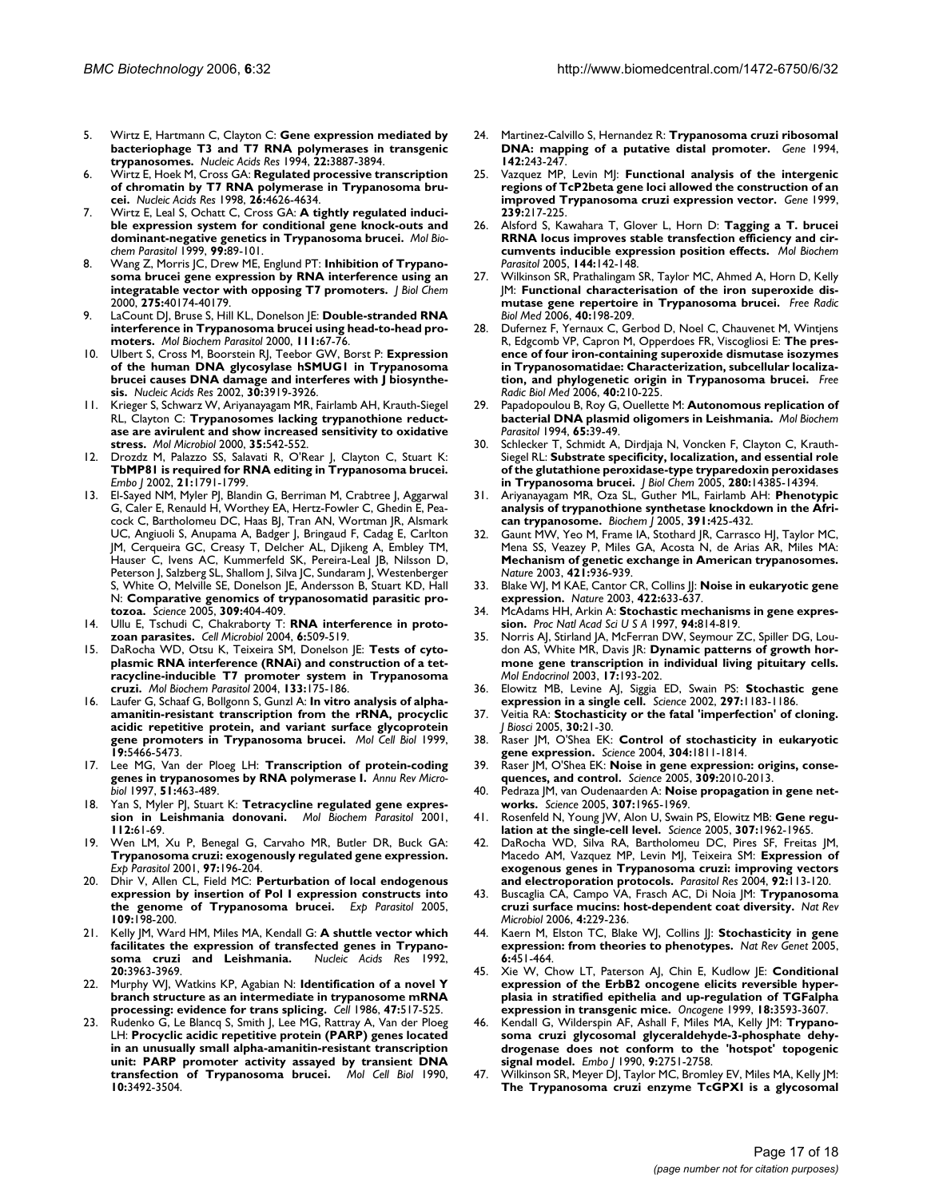5. Wirtz E, Hartmann C, Clayton C: **Gene expression mediated by bacteriophage T3 and T7 RNA polymerases in transgenic trypanosomes.** *Nucleic Acids Res* 1994, **22:**3887-3894.
6. Wirtz E, Hoek M, Cross GA: **Regulated processive transcription of chromatin by T7 RNA polymerase in Trypanosoma brucei.** *Nucleic Acids Res* 1998, **26:**4626-4634.
7. Wirtz E, Leal S, Ochatt C, Cross GA: **A tightly regulated inducible expression system for conditional gene knock-outs and dominant-negative genetics in Trypanosoma brucei.** *Mol Biochem Parasitol* 1999, **99:**89-101.
8. Wang Z, Morris JC, Drew ME, Englund PT: **Inhibition of Trypanosoma brucei gene expression by RNA interference using an integratable vector with opposing T7 promoters.** *J Biol Chem* 2000, **275:**40174-40179.
9. LaCount DJ, Bruse S, Hill KL, Donelson JE: **Double-stranded RNA interference in Trypanosoma brucei using head-to-head promoters.** *Mol Biochem Parasitol* 2000, **111:**67-76.
10. Ulbert S, Cross M, Boorstein RJ, Teebor GW, Borst P: **Expression of the human DNA glycosylase hSMUG1 in Trypanosoma brucei causes DNA damage and interferes with J biosynthesis.** *Nucleic Acids Res* 2002, **30:**3919-3926.
11. Krieger S, Schwarz W, Ariyanayagam MR, Fairlamb AH, Krauth-Siegel RL, Clayton C: **Trypanosomes lacking trypanothione reductase are avirulent and show increased sensitivity to oxidative stress.** *Mol Microbiol* 2000, **35:**542-552.
12. Drozdz M, Palazzo SS, Salavati R, O'Rear J, Clayton C, Stuart K: **TbMP81 is required for RNA editing in Trypanosoma brucei.** *Embo J* 2002, **21:**1791-1799.
13. El-Sayed NM, Myler PJ, Blandin G, Berriman M, Crabtree J, Aggarwal G, Caler E, Renauld H, Worthey EA, Hertz-Fowler C, Ghedin E, Peacock C, Bartholomeu DC, Haas BJ, Tran AN, Wortman JR, Alsmark UC, Angiuoli S, Anupama A, Badger J, Bringaud F, Cadag E, Carlton JM, Cerqueira GC, Creasy T, Delcher AL, Djikeng A, Embley TM, Hauser C, Ivens AC, Kummerfeld SK, Pereira-Leal JB, Nilsson D, Peterson J, Salzberg SL, Shallom J, Silva JC, Sundaram J, Westenberger S, White O, Melville SE, Donelson JE, Andersson B, Stuart KD, Hall N: **Comparative genomics of trypanosomatid parasitic protozoa.** *Science* 2005, **309:**404-409.
14. Ullu E, Tschudi C, Chakraborty T: **RNA interference in protozoan parasites.** *Cell Microbiol* 2004, **6:**509-519.
15. DaRocha WD, Otsu K, Teixeira SM, Donelson JE: **Tests of cytoplasmic RNA interference (RNAi) and construction of a tetracycline-inducible T7 promoter system in Trypanosoma cruzi.** *Mol Biochem Parasitol* 2004, **133:**175-186.
16. Laufer G, Schaaf G, Bollgonn S, Gunzl A: **In vitro analysis of alpha-amanitin-resistant transcription from the rRNA, procyclic acidic repetitive protein, and variant surface glycoprotein gene promoters in Trypanosoma brucei.** *Mol Cell Biol* 1999, **19:**5466-5473.
17. Lee MG, Van der Ploeg LH: **Transcription of protein-coding genes in trypanosomes by RNA polymerase I.** *Annu Rev Microbiol* 1997, **51:**463-489.
18. Yan S, Myler PJ, Stuart K: **Tetracycline regulated gene expression in Leishmania donovani.** *Mol Biochem Parasitol* 2001, **112:**61-69.
19. Wen LM, Xu P, Benegal G, Carvaho MR, Butler DR, Buck GA: **Trypanosoma cruzi: exogenously regulated gene expression.** *Exp Parasitol* 2001, **97:**196-204.
20. Dhir V, Allen CL, Field MC: **Perturbation of local endogenous expression by insertion of Pol I expression constructs into the genome of Trypanosoma brucei.** *Exp Parasitol* 2005, **109:**198-200.
21. Kelly JM, Ward HM, Miles MA, Kendall G: **A shuttle vector which facilitates the expression of transfected genes in Trypanosoma cruzi and Leishmania.** *Nucleic Acids Res* 1992, **20:**3963-3969.
22. Murphy WJ, Watkins KP, Agabian N: **Identification of a novel Y branch structure as an intermediate in trypanosome mRNA processing: evidence for trans splicing.** *Cell* 1986, **47:**517-525.
23. Rudenko G, Le Blancq S, Smith J, Lee MG, Rattray A, Van der Ploeg LH: **Procyclic acidic repetitive protein (PARP) genes located in an unusually small alpha-amanitin-resistant transcription unit: PARP promoter activity assayed by transient DNA transfection of Trypanosoma brucei.** *Mol Cell Biol* 1990, **10:**3492-3504.
24. Martinez-Calvillo S, Hernandez R: **Trypanosoma cruzi ribosomal DNA: mapping of a putative distal promoter.** *Gene* 1994, **142:**243-247.
25. Vazquez MP, Levin MJ: **Functional analysis of the intergenic regions of TcP2beta gene loci allowed the construction of an improved Trypanosoma cruzi expression vector.** *Gene* 1999, **239:**217-225.
26. Alsford S, Kawahara T, Glover L, Horn D: **Tagging a T. brucei RRNA locus improves stable transfection efficiency and circumvents inducible expression position effects.** *Mol Biochem Parasitol* 2005, **144:**142-148.
27. Wilkinson SR, Prathalingam SR, Taylor MC, Ahmed A, Horn D, Kelly JM: **Functional characterisation of the iron superoxide dismutase gene repertoire in Trypanosoma brucei.** *Free Radic Biol Med* 2006, **40:**198-209.
28. Dufernez F, Yernaux C, Gerbod D, Noel C, Chauvenet M, Wintjens R, Edgcomb VP, Capron M, Opperdoes FR, Viscogliosi E: **The presence of four iron-containing superoxide dismutase isozymes in Trypanosomatidae: Characterization, subcellular localization, and phylogenetic origin in Trypanosoma brucei.** *Free Radic Biol Med* 2006, **40:**210-225.
29. Papadopoulou B, Roy G, Ouellette M: **Autonomous replication of bacterial DNA plasmid oligomers in Leishmania.** *Mol Biochem Parasitol* 1994, **65:**39-49.
30. Schlecker T, Schmidt A, Dirdjaja N, Voncken F, Clayton C, Krauth-Siegel RL: **Substrate specificity, localization, and essential role of the glutathione peroxidase-type tryparedoxin peroxidases in Trypanosoma brucei.** *J Biol Chem* 2005, **280:**14385-14394.
31. Ariyanayagam MR, Oza SL, Guther ML, Fairlamb AH: **Phenotypic analysis of trypanothione synthetase knockdown in the African trypanosome.** *Biochem J* 2005, **391:**425-432.
32. Gaunt MW, Yeo M, Frame IA, Stothard JR, Carrasco HJ, Taylor MC, Mena SS, Veazey P, Miles GA, Acosta N, de Arias AR, Miles MA: **Mechanism of genetic exchange in American trypanosomes.** *Nature* 2003, **421:**936-939.
33. Blake WJ, M KAE, Cantor CR, Collins JJ: **Noise in eukaryotic gene expression.** *Nature* 2003, **422:**633-637.
34. McAdams HH, Arkin A: **Stochastic mechanisms in gene expression.** *Proc Natl Acad Sci U S A* 1997, **94:**814-819.
35. Norris AJ, Stirland JA, McFerran DW, Seymour ZC, Spiller DG, Loudon AS, White MR, Davis JR: **Dynamic patterns of growth hormone gene transcription in individual living pituitary cells.** *Mol Endocrinol* 2003, **17:**193-202.
36. Elowitz MB, Levine AJ, Siggia ED, Swain PS: **Stochastic gene expression in a single cell.** *Science* 2002, **297:**1183-1186.
37. Veitia RA: **Stochasticity or the fatal 'imperfection' of cloning.** *J Biosci* 2005, **30:**21-30.
38. Raser JM, O'Shea EK: **Control of stochasticity in eukaryotic gene expression.** *Science* 2004, **304:**1811-1814.
39. Raser JM, O'Shea EK: **Noise in gene expression: origins, consequences, and control.** *Science* 2005, **309:**2010-2013.
40. Pedraza JM, van Oudenaarden A: **Noise propagation in gene networks.** *Science* 2005, **307:**1965-1969.
41. Rosenfeld N, Young JW, Alon U, Swain PS, Elowitz MB: **Gene regulation at the single-cell level.** *Science* 2005, **307:**1962-1965.
42. DaRocha WD, Silva RA, Bartholomeu DC, Pires SF, Freitas JM, Macedo AM, Vazquez MP, Levin MJ, Teixeira SM: **Expression of exogenous genes in Trypanosoma cruzi: improving vectors and electroporation protocols.** *Parasitol Res* 2004, **92:**113-120.
43. Buscaglia CA, Campo VA, Frasch AC, Di Noia JM: **Trypanosoma cruzi surface mucins: host-dependent coat diversity.** *Nat Rev Microbiol* 2006, **4:**229-236.
44. Kaern M, Elston TC, Blake WJ, Collins JJ: **Stochasticity in gene expression: from theories to phenotypes.** *Nat Rev Genet* 2005, **6:**451-464.
45. Xie W, Chow LT, Paterson AJ, Chin E, Kudlow JE: **Conditional expression of the ErbB2 oncogene elicits reversible hyperplasia in stratified epithelia and up-regulation of TGFalpha expression in transgenic mice.** *Oncogene* 1999, **18:**3593-3607.
46. Kendall G, Wilderspin AF, Ashall F, Miles MA, Kelly JM: **Trypanosoma cruzi glycosomal glyceraldehyde-3-phosphate dehydrogenase does not conform to the 'hotspot' topogenic signal model.** *Embo J* 1990, **9:**2751-2758.
47. Wilkinson SR, Meyer DJ, Taylor MC, Bromley EV, Miles MA, Kelly JM: **The Trypanosoma cruzi enzyme TcGPXI is a glycosomal**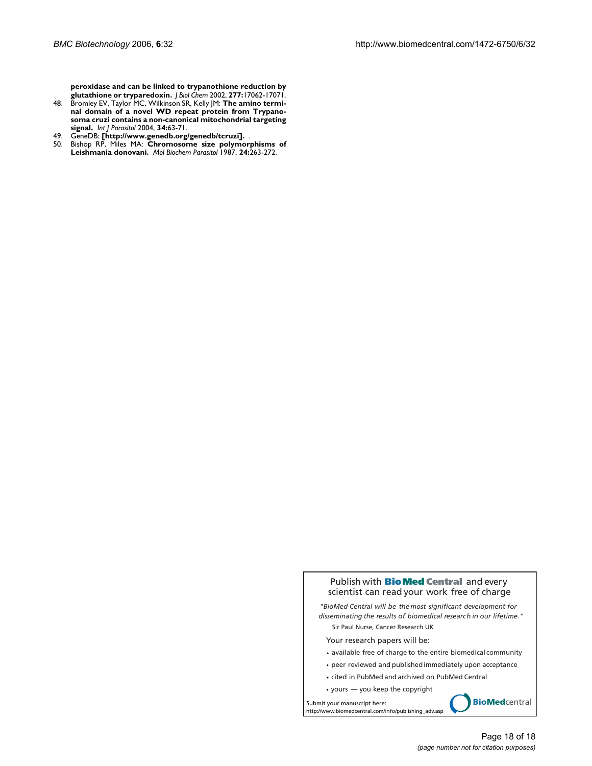**peroxidase and can be linked to trypanothione reduction by glutathione or tryparedoxin.** *J Biol Chem* 2002, **277:**17062-17071.

48. Bromley EV, Taylor MC, Wilkinson SR, Kelly JM: **The amino terminal domain of a novel WD repeat protein from Trypanosoma cruzi contains a non-canonical mitochondrial targeting signal.** *Int J Parasitol* 2004, **34:**63-71.
49. GeneDB: **[http://www.genedb.org/genedb/tcruzi].** .
50. Bishop RP, Miles MA: **Chromosome size polymorphisms of Leishmania donovani.** *Mol Biochem Parasitol* 1987, **24:**263-272.

Publish with **BioMed Central** and every scientist can read your work free of charge

*"BioMed Central will be the most significant development for disseminating the results of biomedical research in our lifetime."*

Sir Paul Nurse, Cancer Research UK

Your research papers will be:

- available free of charge to the entire biomedical community
- peer reviewed and published immediately upon acceptance
- cited in PubMed and archived on PubMed Central
- yours — you keep the copyright

Submit your manuscript here:
http://www.biomedcentral.com/info/publishing_adv.asp

**BioMed**central